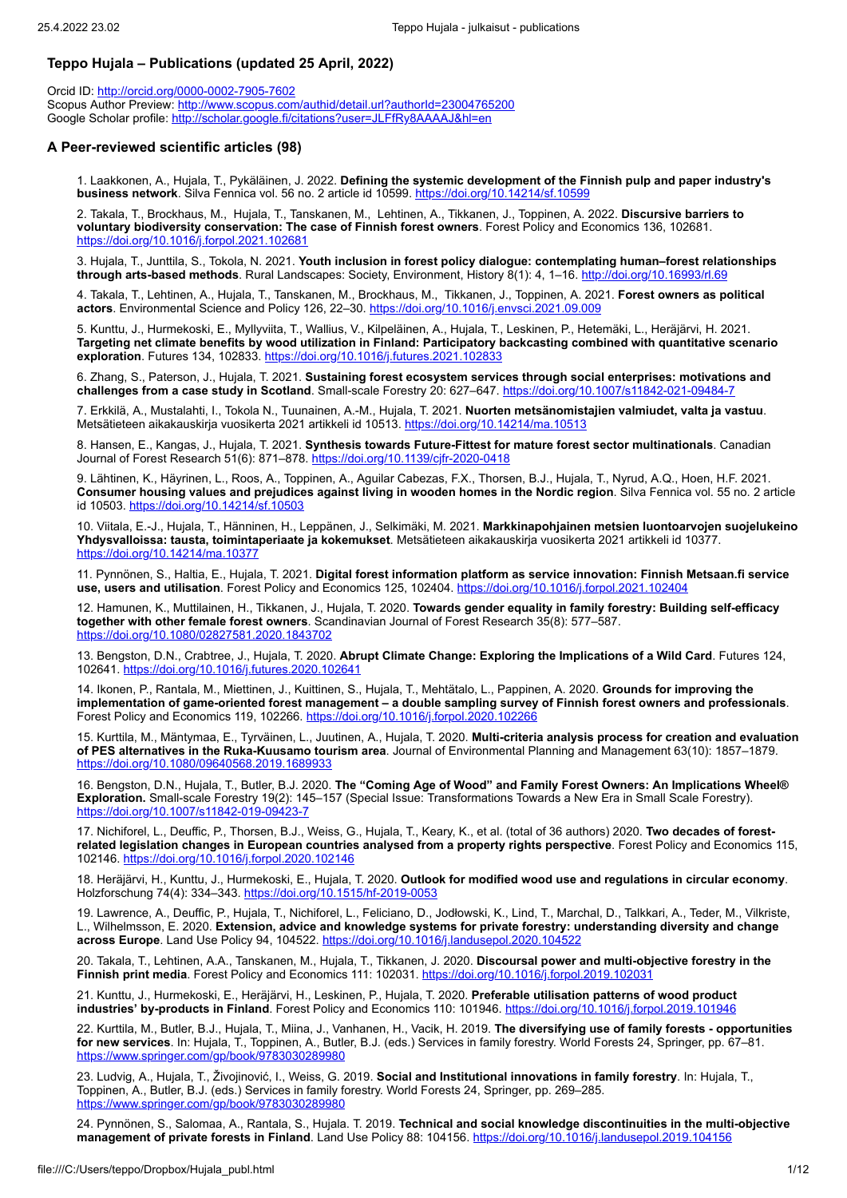## Teppo Hujala – Publications (updated 25 April, 2022)

Orcid ID: http://orcid.org/0000-0002-7905-7602
Scopus Author Preview: http://www.scopus.com/authid/detail.url?authorId=23004765200
Google Scholar profile: http://scholar.google.fi/citations?user=JLFfRy8AAAAJ&hl=en

### A Peer-reviewed scientific articles (98)

1. Laakkonen, A., Hujala, T., Pykäläinen, J. 2022. **Defining the systemic development of the Finnish pulp and paper industry's business network**. Silva Fennica vol. 56 no. 2 article id 10599. https://doi.org/10.14214/sf.10599

2. Takala, T., Brockhaus, M., Hujala, T., Tanskanen, M., Lehtinen, A., Tikkanen, J., Toppinen, A. 2022. **Discursive barriers to voluntary biodiversity conservation: The case of Finnish forest owners**. Forest Policy and Economics 136, 102681. https://doi.org/10.1016/j.forpol.2021.102681

3. Hujala, T., Junttila, S., Tokola, N. 2021. **Youth inclusion in forest policy dialogue: contemplating human–forest relationships through arts-based methods**. Rural Landscapes: Society, Environment, History 8(1): 4, 1–16. http://doi.org/10.16993/rl.69

4. Takala, T., Lehtinen, A., Hujala, T., Tanskanen, M., Brockhaus, M., Tikkanen, J., Toppinen, A. 2021. **Forest owners as political actors**. Environmental Science and Policy 126, 22–30. https://doi.org/10.1016/j.envsci.2021.09.009

5. Kunttu, J., Hurmekoski, E., Myllyviita, T., Wallius, V., Kilpeläinen, A., Hujala, T., Leskinen, P., Hetemäki, L., Heräjärvi, H. 2021. **Targeting net climate benefits by wood utilization in Finland: Participatory backcasting combined with quantitative scenario exploration**. Futures 134, 102833. https://doi.org/10.1016/j.futures.2021.102833

6. Zhang, S., Paterson, J., Hujala, T. 2021. **Sustaining forest ecosystem services through social enterprises: motivations and challenges from a case study in Scotland**. Small-scale Forestry 20: 627–647. https://doi.org/10.1007/s11842-021-09484-7

7. Erkkilä, A., Mustalahti, I., Tokola, N., Tuunainen, A.-M., Hujala, T. 2021. **Nuorten metsänomistajien valmiudet, valta ja vastuu**. Metsätieteen aikakauskirja vuosikerta 2021 artikkeli id 10513. https://doi.org/10.14214/ma.10513

8. Hansen, E., Kangas, J., Hujala, T. 2021. **Synthesis towards Future-Fittest for mature forest sector multinationals**. Canadian Journal of Forest Research 51(6): 871–878. https://doi.org/10.1139/cjfr-2020-0418

9. Lähtinen, K., Häyrinen, L., Roos, A., Toppinen, A., Aguilar Cabezas, F.X., Thorsen, B.J., Hujala, T., Nyrud, A.Q., Hoen, H.F. 2021. **Consumer housing values and prejudices against living in wooden homes in the Nordic region**. Silva Fennica vol. 55 no. 2 article id 10503. https://doi.org/10.14214/sf.10503

10. Viitala, E.-J., Hujala, T., Hänninen, H., Leppänen, J., Selkimäki, M. 2021. **Markkinapohjainen metsien luontoarvojen suojelukeino Yhdysvalloissa: tausta, toimintaperiaate ja kokemukset**. Metsätieteen aikakauskirja vuosikerta 2021 artikkeli id 10377. https://doi.org/10.14214/ma.10377

11. Pynnönen, S., Haltia, E., Hujala, T. 2021. **Digital forest information platform as service innovation: Finnish Metsaan.fi service use, users and utilisation**. Forest Policy and Economics 125, 102404. https://doi.org/10.1016/j.forpol.2021.102404

12. Hamunen, K., Muttilainen, H., Tikkanen, J., Hujala, T. 2020. **Towards gender equality in family forestry: Building self-efficacy together with other female forest owners**. Scandinavian Journal of Forest Research 35(8): 577–587. https://doi.org/10.1080/02827581.2020.1843702

13. Bengston, D.N., Crabtree, J., Hujala, T. 2020. **Abrupt Climate Change: Exploring the Implications of a Wild Card**. Futures 124, 102641. https://doi.org/10.1016/j.futures.2020.102641

14. Ikonen, P., Rantala, M., Miettinen, J., Kuittinen, S., Hujala, T., Mehtätalo, L., Pappinen, A. 2020. **Grounds for improving the implementation of game-oriented forest management – a double sampling survey of Finnish forest owners and professionals**. Forest Policy and Economics 119, 102266. https://doi.org/10.1016/j.forpol.2020.102266

15. Kurttila, M., Mäntymaa, E., Tyrväinen, L., Juutinen, A., Hujala, T. 2020. **Multi-criteria analysis process for creation and evaluation of PES alternatives in the Ruka-Kuusamo tourism area**. Journal of Environmental Planning and Management 63(10): 1857–1879. https://doi.org/10.1080/09640568.2019.1689933

16. Bengston, D.N., Hujala, T., Butler, B.J. 2020. **The "Coming Age of Wood" and Family Forest Owners: An Implications Wheel® Exploration.** Small-scale Forestry 19(2): 145–157 (Special Issue: Transformations Towards a New Era in Small Scale Forestry). https://doi.org/10.1007/s11842-019-09423-7

17. Nichiforel, L., Deuffic, P., Thorsen, B.J., Weiss, G., Hujala, T., Keary, K., et al. (total of 36 authors) 2020. **Two decades of forest-related legislation changes in European countries analysed from a property rights perspective**. Forest Policy and Economics 115, 102146. https://doi.org/10.1016/j.forpol.2020.102146

18. Heräjärvi, H., Kunttu, J., Hurmekoski, E., Hujala, T. 2020. **Outlook for modified wood use and regulations in circular economy**. Holzforschung 74(4): 334–343. https://doi.org/10.1515/hf-2019-0053

19. Lawrence, A., Deuffic, P., Hujala, T., Nichiforel, L., Feliciano, D., Jodłowski, K., Lind, T., Marchal, D., Talkkari, A., Teder, M., Vilkriste, L., Wilhelmsson, E. 2020. **Extension, advice and knowledge systems for private forestry: understanding diversity and change across Europe**. Land Use Policy 94, 104522. https://doi.org/10.1016/j.landusepol.2020.104522

20. Takala, T., Lehtinen, A.A., Tanskanen, M., Hujala, T., Tikkanen, J. 2020. **Discoursal power and multi-objective forestry in the Finnish print media**. Forest Policy and Economics 111: 102031. https://doi.org/10.1016/j.forpol.2019.102031

21. Kunttu, J., Hurmekoski, E., Heräjärvi, H., Leskinen, P., Hujala, T. 2020. **Preferable utilisation patterns of wood product industries' by-products in Finland**. Forest Policy and Economics 110: 101946. https://doi.org/10.1016/j.forpol.2019.101946

22. Kurttila, M., Butler, B.J., Hujala, T., Miina, J., Vanhanen, H., Vacik, H. 2019. **The diversifying use of family forests - opportunities for new services**. In: Hujala, T., Toppinen, A., Butler, B.J. (eds.) Services in family forestry. World Forests 24, Springer, pp. 67–81. https://www.springer.com/gp/book/9783030289980

23. Ludvig, A., Hujala, T., Živojinović, I., Weiss, G. 2019. **Social and Institutional innovations in family forestry**. In: Hujala, T., Toppinen, A., Butler, B.J. (eds.) Services in family forestry. World Forests 24, Springer, pp. 269–285. https://www.springer.com/gp/book/9783030289980

24. Pynnönen, S., Salomaa, A., Rantala, S., Hujala. T. 2019. **Technical and social knowledge discontinuities in the multi-objective management of private forests in Finland**. Land Use Policy 88: 104156. https://doi.org/10.1016/j.landusepol.2019.104156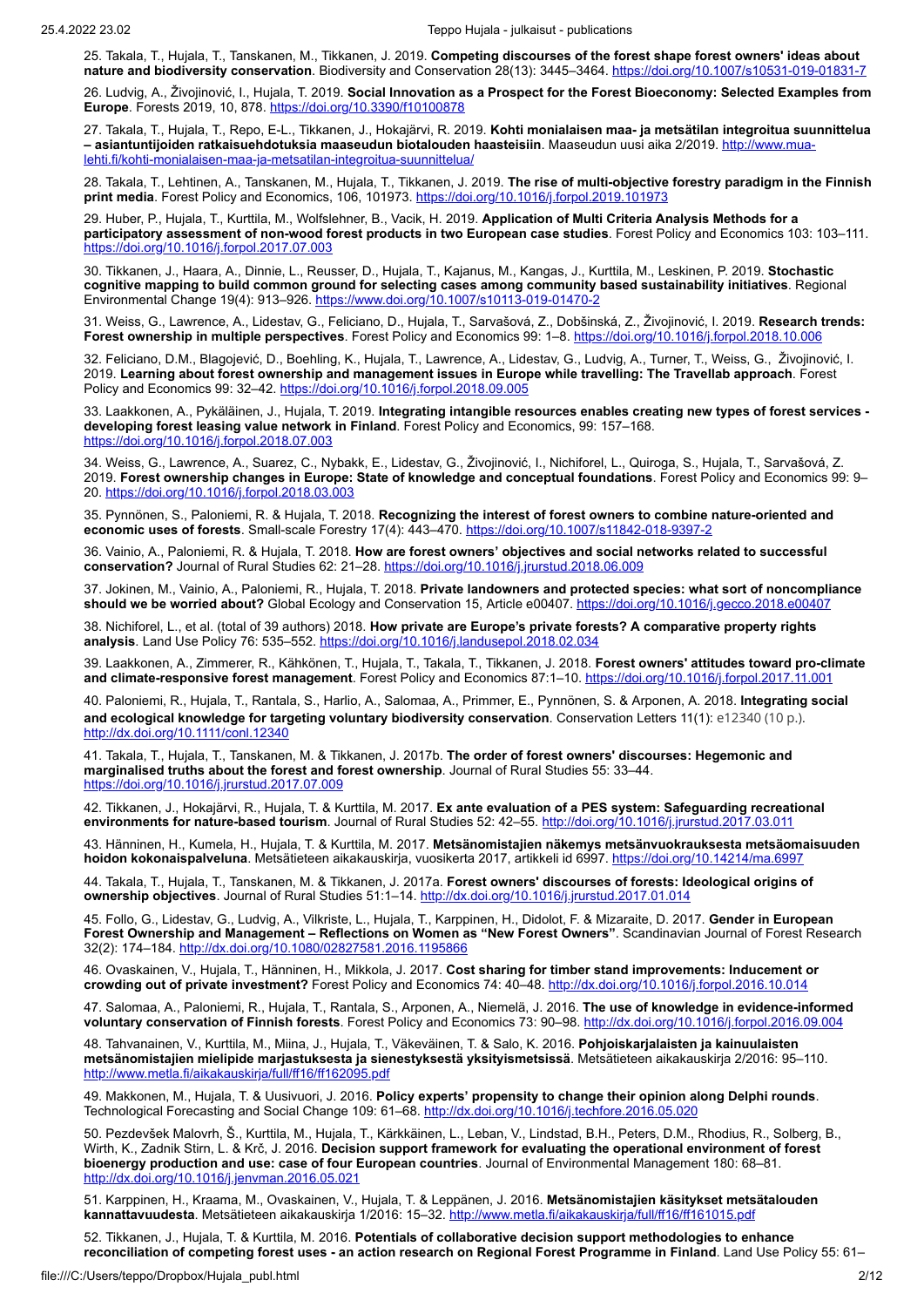25. Takala, T., Hujala, T., Tanskanen, M., Tikkanen, J. 2019. **Competing discourses of the forest shape forest owners' ideas about nature and biodiversity conservation**. Biodiversity and Conservation 28(13): 3445–3464. https://doi.org/10.1007/s10531-019-01831-7

26. Ludvig, A., Živojinović, I., Hujala, T. 2019. **Social Innovation as a Prospect for the Forest Bioeconomy: Selected Examples from Europe**. Forests 2019, 10, 878. https://doi.org/10.3390/f10100878

27. Takala, T., Hujala, T., Repo, E-L., Tikkanen, J., Hokajärvi, R. 2019. **Kohti monialaisen maa- ja metsätilan integroitua suunnittelua – asiantuntijoiden ratkaisuehdotuksia maaseudun biotalouden haasteisiin**. Maaseudun uusi aika 2/2019. http://www.mua-lehti.fi/kohti-monialaisen-maa-ja-metsatilan-integroitua-suunnittelua/

28. Takala, T., Lehtinen, A., Tanskanen, M., Hujala, T., Tikkanen, J. 2019. **The rise of multi-objective forestry paradigm in the Finnish print media**. Forest Policy and Economics, 106, 101973. https://doi.org/10.1016/j.forpol.2019.101973

29. Huber, P., Hujala, T., Kurttila, M., Wolfslehner, B., Vacik, H. 2019. **Application of Multi Criteria Analysis Methods for a participatory assessment of non-wood forest products in two European case studies**. Forest Policy and Economics 103: 103–111. https://doi.org/10.1016/j.forpol.2017.07.003

30. Tikkanen, J., Haara, A., Dinnie, L., Reusser, D., Hujala, T., Kajanus, M., Kangas, J., Kurttila, M., Leskinen, P. 2019. **Stochastic cognitive mapping to build common ground for selecting cases among community based sustainability initiatives**. Regional Environmental Change 19(4): 913–926. https://www.doi.org/10.1007/s10113-019-01470-2

31. Weiss, G., Lawrence, A., Lidestav, G., Feliciano, D., Hujala, T., Sarvašová, Z., Dobšinská, Z., Živojinović, I. 2019. **Research trends: Forest ownership in multiple perspectives**. Forest Policy and Economics 99: 1–8. https://doi.org/10.1016/j.forpol.2018.10.006

32. Feliciano, D.M., Blagojević, D., Boehling, K., Hujala, T., Lawrence, A., Lidestav, G., Ludvig, A., Turner, T., Weiss, G., Živojinović, I. 2019. **Learning about forest ownership and management issues in Europe while travelling: The Travellab approach**. Forest Policy and Economics 99: 32–42. https://doi.org/10.1016/j.forpol.2018.09.005

33. Laakkonen, A., Pykäläinen, J., Hujala, T. 2019. **Integrating intangible resources enables creating new types of forest services - developing forest leasing value network in Finland**. Forest Policy and Economics, 99: 157–168. https://doi.org/10.1016/j.forpol.2018.07.003

34. Weiss, G., Lawrence, A., Suarez, C., Nybakk, E., Lidestav, G., Živojinović, I., Nichiforel, L., Quiroga, S., Hujala, T., Sarvašová, Z. 2019. **Forest ownership changes in Europe: State of knowledge and conceptual foundations**. Forest Policy and Economics 99: 9–20. https://doi.org/10.1016/j.forpol.2018.03.003

35. Pynnönen, S., Paloniemi, R. & Hujala, T. 2018. **Recognizing the interest of forest owners to combine nature-oriented and economic uses of forests**. Small-scale Forestry 17(4): 443–470. https://doi.org/10.1007/s11842-018-9397-2

36. Vainio, A., Paloniemi, R. & Hujala, T. 2018. **How are forest owners' objectives and social networks related to successful conservation?** Journal of Rural Studies 62: 21–28. https://doi.org/10.1016/j.jrurstud.2018.06.009

37. Jokinen, M., Vainio, A., Paloniemi, R., Hujala, T. 2018. **Private landowners and protected species: what sort of noncompliance should we be worried about?** Global Ecology and Conservation 15, Article e00407. https://doi.org/10.1016/j.gecco.2018.e00407

38. Nichiforel, L., et al. (total of 39 authors) 2018. **How private are Europe's private forests? A comparative property rights analysis**. Land Use Policy 76: 535–552. https://doi.org/10.1016/j.landusepol.2018.02.034

39. Laakkonen, A., Zimmerer, R., Kähkönen, T., Hujala, T., Takala, T., Tikkanen, J. 2018. **Forest owners' attitudes toward pro-climate and climate-responsive forest management**. Forest Policy and Economics 87:1–10. https://doi.org/10.1016/j.forpol.2017.11.001

40. Paloniemi, R., Hujala, T., Rantala, S., Harlio, A., Salomaa, A., Primmer, E., Pynnönen, S. & Arponen, A. 2018. **Integrating social and ecological knowledge for targeting voluntary biodiversity conservation**. Conservation Letters 11(1): e12340 (10 p.). http://dx.doi.org/10.1111/conl.12340

41. Takala, T., Hujala, T., Tanskanen, M. & Tikkanen, J. 2017b. **The order of forest owners' discourses: Hegemonic and marginalised truths about the forest and forest ownership**. Journal of Rural Studies 55: 33–44. https://doi.org/10.1016/j.jrurstud.2017.07.009

42. Tikkanen, J., Hokajärvi, R., Hujala, T. & Kurttila, M. 2017. **Ex ante evaluation of a PES system: Safeguarding recreational environments for nature-based tourism**. Journal of Rural Studies 52: 42–55. http://doi.org/10.1016/j.jrurstud.2017.03.011

43. Hänninen, H., Kumela, H., Hujala, T. & Kurttila, M. 2017. **Metsänomistajien näkemys metsänvuokrauksesta metsäomaisuuden hoidon kokonaispalveluna**. Metsätieteen aikakauskirja, vuosikerta 2017, artikkeli id 6997. https://doi.org/10.14214/ma.6997

44. Takala, T., Hujala, T., Tanskanen, M. & Tikkanen, J. 2017a. **Forest owners' discourses of forests: Ideological origins of ownership objectives**. Journal of Rural Studies 51:1–14. http://dx.doi.org/10.1016/j.jrurstud.2017.01.014

45. Follo, G., Lidestav, G., Ludvig, A., Vilkriste, L., Hujala, T., Karppinen, H., Didolot, F. & Mizaraite, D. 2017. **Gender in European Forest Ownership and Management – Reflections on Women as "New Forest Owners"**. Scandinavian Journal of Forest Research 32(2): 174–184. http://dx.doi.org/10.1080/02827581.2016.1195866

46. Ovaskainen, V., Hujala, T., Hänninen, H., Mikkola, J. 2017. **Cost sharing for timber stand improvements: Inducement or crowding out of private investment?** Forest Policy and Economics 74: 40–48. http://dx.doi.org/10.1016/j.forpol.2016.10.014

47. Salomaa, A., Paloniemi, R., Hujala, T., Rantala, S., Arponen, A., Niemelä, J. 2016. **The use of knowledge in evidence-informed voluntary conservation of Finnish forests**. Forest Policy and Economics 73: 90–98. http://dx.doi.org/10.1016/j.forpol.2016.09.004

48. Tahvanainen, V., Kurttila, M., Miina, J., Hujala, T., Väkeväinen, T. & Salo, K. 2016. **Pohjoiskarjalaisten ja kainuulaisten metsänomistajien mielipide marjastuksesta ja sienestyksestä yksityismetsissä**. Metsätieteen aikakauskirja 2/2016: 95–110. http://www.metla.fi/aikakauskirja/full/ff16/ff162095.pdf

49. Makkonen, M., Hujala, T. & Uusivuori, J. 2016. **Policy experts' propensity to change their opinion along Delphi rounds**. Technological Forecasting and Social Change 109: 61–68. http://dx.doi.org/10.1016/j.techfore.2016.05.020

50. Pezdevšek Malovrh, Š., Kurttila, M., Hujala, T., Kärkkäinen, L., Leban, V., Lindstad, B.H., Peters, D.M., Rhodius, R., Solberg, B., Wirth, K., Zadnik Stirn, L. & Krč, J. 2016. **Decision support framework for evaluating the operational environment of forest bioenergy production and use: case of four European countries**. Journal of Environmental Management 180: 68–81. http://dx.doi.org/10.1016/j.jenvman.2016.05.021

51. Karppinen, H., Kraama, M., Ovaskainen, V., Hujala, T. & Leppänen, J. 2016. **Metsänomistajien käsitykset metsätalouden kannattavuudesta**. Metsätieteen aikakauskirja 1/2016: 15–32. http://www.metla.fi/aikakauskirja/full/ff16/ff161015.pdf

52. Tikkanen, J., Hujala, T. & Kurttila, M. 2016. **Potentials of collaborative decision support methodologies to enhance reconciliation of competing forest uses - an action research on Regional Forest Programme in Finland**. Land Use Policy 55: 61–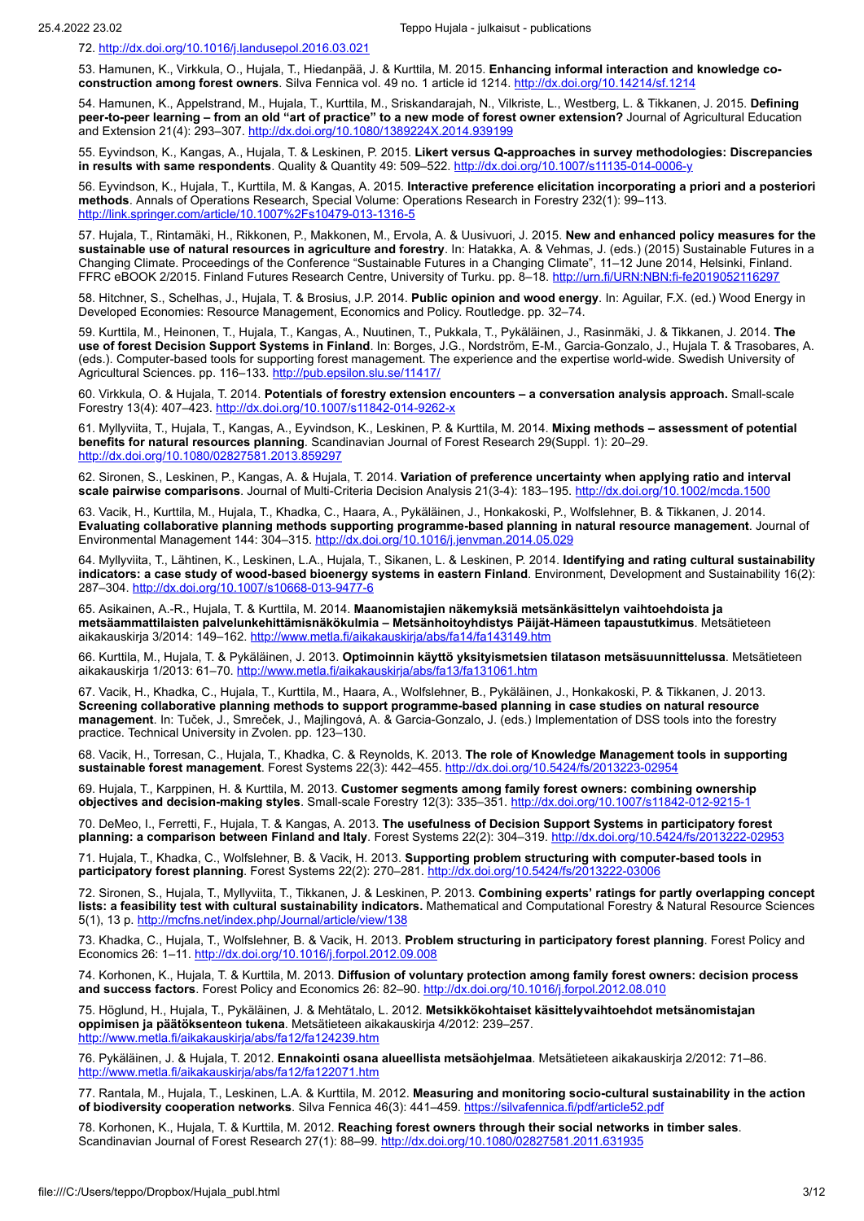72. http://dx.doi.org/10.1016/j.landusepol.2016.03.021

53. Hamunen, K., Virkkula, O., Hujala, T., Hiedanpää, J. & Kurttila, M. 2015. **Enhancing informal interaction and knowledge co-construction among forest owners**. Silva Fennica vol. 49 no. 1 article id 1214. http://dx.doi.org/10.14214/sf.1214

54. Hamunen, K., Appelstrand, M., Hujala, T., Kurttila, M., Sriskandarajah, N., Vilkriste, L., Westberg, L. & Tikkanen, J. 2015. **Defining peer-to-peer learning – from an old "art of practice" to a new mode of forest owner extension?** Journal of Agricultural Education and Extension 21(4): 293–307. http://dx.doi.org/10.1080/1389224X.2014.939199

55. Eyvindson, K., Kangas, A., Hujala, T. & Leskinen, P. 2015. **Likert versus Q-approaches in survey methodologies: Discrepancies in results with same respondents**. Quality & Quantity 49: 509–522. http://dx.doi.org/10.1007/s11135-014-0006-y

56. Eyvindson, K., Hujala, T., Kurttila, M. & Kangas, A. 2015. **Interactive preference elicitation incorporating a priori and a posteriori methods**. Annals of Operations Research, Special Volume: Operations Research in Forestry 232(1): 99–113. http://link.springer.com/article/10.1007%2Fs10479-013-1316-5

57. Hujala, T., Rintamäki, H., Rikkonen, P., Makkonen, M., Ervola, A. & Uusivuori, J. 2015. **New and enhanced policy measures for the sustainable use of natural resources in agriculture and forestry**. In: Hatakka, A. & Vehmas, J. (eds.) (2015) Sustainable Futures in a Changing Climate. Proceedings of the Conference "Sustainable Futures in a Changing Climate", 11–12 June 2014, Helsinki, Finland. FFRC eBOOK 2/2015. Finland Futures Research Centre, University of Turku. pp. 8–18. http://urn.fi/URN:NBN:fi-fe2019052116297

58. Hitchner, S., Schelhas, J., Hujala, T. & Brosius, J.P. 2014. **Public opinion and wood energy**. In: Aguilar, F.X. (ed.) Wood Energy in Developed Economies: Resource Management, Economics and Policy. Routledge. pp. 32–74.

59. Kurttila, M., Heinonen, T., Hujala, T., Kangas, A., Nuutinen, T., Pukkala, T., Pykäläinen, J., Rasinmäki, J. & Tikkanen, J. 2014. **The use of forest Decision Support Systems in Finland**. In: Borges, J.G., Nordström, E-M., Garcia-Gonzalo, J., Hujala T. & Trasobares, A. (eds.). Computer-based tools for supporting forest management. The experience and the expertise world-wide. Swedish University of Agricultural Sciences. pp. 116–133. http://pub.epsilon.slu.se/11417/

60. Virkkula, O. & Hujala, T. 2014. **Potentials of forestry extension encounters – a conversation analysis approach.** Small-scale Forestry 13(4): 407–423. http://dx.doi.org/10.1007/s11842-014-9262-x

61. Myllyviita, T., Hujala, T., Kangas, A., Eyvindson, K., Leskinen, P. & Kurttila, M. 2014. **Mixing methods – assessment of potential benefits for natural resources planning**. Scandinavian Journal of Forest Research 29(Suppl. 1): 20–29. http://dx.doi.org/10.1080/02827581.2013.859297

62. Sironen, S., Leskinen, P., Kangas, A. & Hujala, T. 2014. **Variation of preference uncertainty when applying ratio and interval scale pairwise comparisons**. Journal of Multi-Criteria Decision Analysis 21(3-4): 183–195. http://dx.doi.org/10.1002/mcda.1500

63. Vacik, H., Kurttila, M., Hujala, T., Khadka, C., Haara, A., Pykäläinen, J., Honkakoski, P., Wolfslehner, B. & Tikkanen, J. 2014. **Evaluating collaborative planning methods supporting programme-based planning in natural resource management**. Journal of Environmental Management 144: 304–315. http://dx.doi.org/10.1016/j.jenvman.2014.05.029

64. Myllyviita, T., Lähtinen, K., Leskinen, L.A., Hujala, T., Sikanen, L. & Leskinen, P. 2014. **Identifying and rating cultural sustainability indicators: a case study of wood-based bioenergy systems in eastern Finland**. Environment, Development and Sustainability 16(2): 287–304. http://dx.doi.org/10.1007/s10668-013-9477-6

65. Asikainen, A.-R., Hujala, T. & Kurttila, M. 2014. **Maanomistajien näkemyksiä metsänkäsittelyn vaihtoehdoista ja metsäammattilaisten palvelunkehittämisnäkökulmia – Metsänhoitoyhdistys Päijät-Hämeen tapaustutkimus**. Metsätieteen aikakauskirja 3/2014: 149–162. http://www.metla.fi/aikakauskirja/abs/fa14/fa143149.htm

66. Kurttila, M., Hujala, T. & Pykäläinen, J. 2013. **Optimoinnin käyttö yksityismetsien tilatason metsäsuunnittelussa**. Metsätieteen aikakauskirja 1/2013: 61–70. http://www.metla.fi/aikakauskirja/abs/fa13/fa131061.htm

67. Vacik, H., Khadka, C., Hujala, T., Kurttila, M., Haara, A., Wolfslehner, B., Pykäläinen, J., Honkakoski, P. & Tikkanen, J. 2013. **Screening collaborative planning methods to support programme-based planning in case studies on natural resource management**. In: Tuček, J., Smreček, J., Majlingová, A. & Garcia-Gonzalo, J. (eds.) Implementation of DSS tools into the forestry practice. Technical University in Zvolen. pp. 123–130.

68. Vacik, H., Torresan, C., Hujala, T., Khadka, C. & Reynolds, K. 2013. **The role of Knowledge Management tools in supporting sustainable forest management**. Forest Systems 22(3): 442–455. http://dx.doi.org/10.5424/fs/2013223-02954

69. Hujala, T., Karppinen, H. & Kurttila, M. 2013. **Customer segments among family forest owners: combining ownership objectives and decision-making styles**. Small-scale Forestry 12(3): 335–351. http://dx.doi.org/10.1007/s11842-012-9215-1

70. DeMeo, I., Ferretti, F., Hujala, T. & Kangas, A. 2013. **The usefulness of Decision Support Systems in participatory forest planning: a comparison between Finland and Italy**. Forest Systems 22(2): 304–319. http://dx.doi.org/10.5424/fs/2013222-02953

71. Hujala, T., Khadka, C., Wolfslehner, B. & Vacik, H. 2013. **Supporting problem structuring with computer-based tools in participatory forest planning**. Forest Systems 22(2): 270–281. http://dx.doi.org/10.5424/fs/2013222-03006

72. Sironen, S., Hujala, T., Myllyviita, T., Tikkanen, J. & Leskinen, P. 2013. **Combining experts' ratings for partly overlapping concept lists: a feasibility test with cultural sustainability indicators.** Mathematical and Computational Forestry & Natural Resource Sciences 5(1), 13 p. http://mcfns.net/index.php/Journal/article/view/138

73. Khadka, C., Hujala, T., Wolfslehner, B. & Vacik, H. 2013. **Problem structuring in participatory forest planning**. Forest Policy and Economics 26: 1–11. http://dx.doi.org/10.1016/j.forpol.2012.09.008

74. Korhonen, K., Hujala, T. & Kurttila, M. 2013. **Diffusion of voluntary protection among family forest owners: decision process and success factors**. Forest Policy and Economics 26: 82–90. http://dx.doi.org/10.1016/j.forpol.2012.08.010

75. Höglund, H., Hujala, T., Pykäläinen, J. & Mehtätalo, L. 2012. **Metsikkökohtaiset käsittelyvaihtoehdot metsänomistajan oppimisen ja päätöksenteon tukena**. Metsätieteen aikakauskirja 4/2012: 239–257. http://www.metla.fi/aikakauskirja/abs/fa12/fa124239.htm

76. Pykäläinen, J. & Hujala, T. 2012. **Ennakointi osana alueellista metsäohjelmaa**. Metsätieteen aikakauskirja 2/2012: 71–86. http://www.metla.fi/aikakauskirja/abs/fa12/fa122071.htm

77. Rantala, M., Hujala, T., Leskinen, L.A. & Kurttila, M. 2012. **Measuring and monitoring socio-cultural sustainability in the action of biodiversity cooperation networks**. Silva Fennica 46(3): 441–459. https://silvafennica.fi/pdf/article52.pdf

78. Korhonen, K., Hujala, T. & Kurttila, M. 2012. **Reaching forest owners through their social networks in timber sales**. Scandinavian Journal of Forest Research 27(1): 88–99. http://dx.doi.org/10.1080/02827581.2011.631935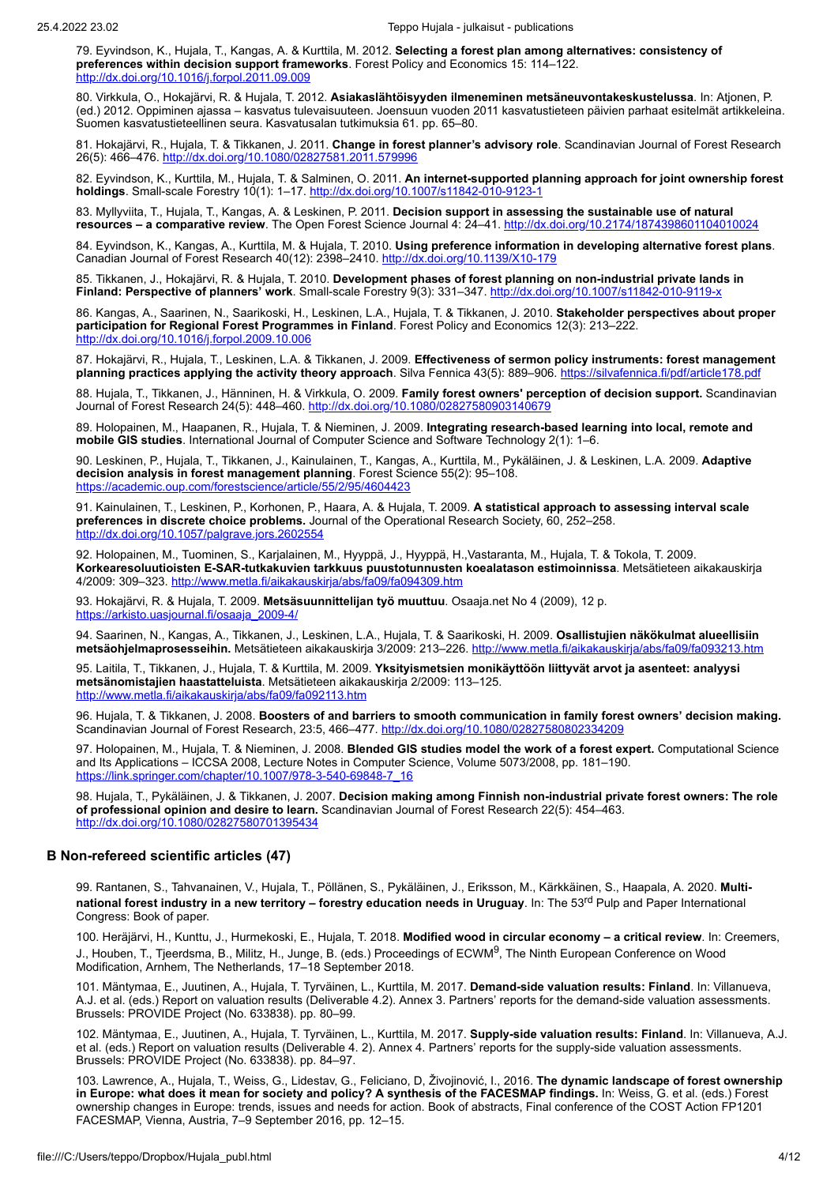79. Eyvindson, K., Hujala, T., Kangas, A. & Kurttila, M. 2012. **Selecting a forest plan among alternatives: consistency of preferences within decision support frameworks**. Forest Policy and Economics 15: 114–122. http://dx.doi.org/10.1016/j.forpol.2011.09.009

80. Virkkula, O., Hokajärvi, R. & Hujala, T. 2012. **Asiakaslähtöisyyden ilmeneminen metsäneuvontakeskustelussa**. In: Atjonen, P. (ed.) 2012. Oppiminen ajassa – kasvatus tulevaisuuteen. Joensuun vuoden 2011 kasvatustieteen päivien parhaat esitelmät artikkeleina. Suomen kasvatustieteellinen seura. Kasvatusalan tutkimuksia 61. pp. 65–80.

81. Hokajärvi, R., Hujala, T. & Tikkanen, J. 2011. **Change in forest planner's advisory role**. Scandinavian Journal of Forest Research 26(5): 466–476. http://dx.doi.org/10.1080/02827581.2011.579996

82. Eyvindson, K., Kurttila, M., Hujala, T. & Salminen, O. 2011. **An internet-supported planning approach for joint ownership forest holdings**. Small-scale Forestry 10(1): 1–17. http://dx.doi.org/10.1007/s11842-010-9123-1

83. Myllyviita, T., Hujala, T., Kangas, A. & Leskinen, P. 2011. **Decision support in assessing the sustainable use of natural resources – a comparative review**. The Open Forest Science Journal 4: 24–41. http://dx.doi.org/10.2174/1874398601104010024

84. Eyvindson, K., Kangas, A., Kurttila, M. & Hujala, T. 2010. **Using preference information in developing alternative forest plans**. Canadian Journal of Forest Research 40(12): 2398–2410. http://dx.doi.org/10.1139/X10-179

85. Tikkanen, J., Hokajärvi, R. & Hujala, T. 2010. **Development phases of forest planning on non-industrial private lands in Finland: Perspective of planners' work**. Small-scale Forestry 9(3): 331–347. http://dx.doi.org/10.1007/s11842-010-9119-x

86. Kangas, A., Saarinen, N., Saarikoski, H., Leskinen, L.A., Hujala, T. & Tikkanen, J. 2010. **Stakeholder perspectives about proper participation for Regional Forest Programmes in Finland**. Forest Policy and Economics 12(3): 213–222. http://dx.doi.org/10.1016/j.forpol.2009.10.006

87. Hokajärvi, R., Hujala, T., Leskinen, L.A. & Tikkanen, J. 2009. **Effectiveness of sermon policy instruments: forest management planning practices applying the activity theory approach**. Silva Fennica 43(5): 889–906. https://silvafennica.fi/pdf/article178.pdf

88. Hujala, T., Tikkanen, J., Hänninen, H. & Virkkula, O. 2009. **Family forest owners' perception of decision support.** Scandinavian Journal of Forest Research 24(5): 448–460. http://dx.doi.org/10.1080/02827580903140679

89. Holopainen, M., Haapanen, R., Hujala, T. & Nieminen, J. 2009. **Integrating research-based learning into local, remote and mobile GIS studies**. International Journal of Computer Science and Software Technology 2(1): 1–6.

90. Leskinen, P., Hujala, T., Tikkanen, J., Kainulainen, T., Kangas, A., Kurttila, M., Pykäläinen, J. & Leskinen, L.A. 2009. **Adaptive decision analysis in forest management planning**. Forest Science 55(2): 95–108. https://academic.oup.com/forestscience/article/55/2/95/4604423

91. Kainulainen, T., Leskinen, P., Korhonen, P., Haara, A. & Hujala, T. 2009. **A statistical approach to assessing interval scale preferences in discrete choice problems.** Journal of the Operational Research Society, 60, 252–258. http://dx.doi.org/10.1057/palgrave.jors.2602554

92. Holopainen, M., Tuominen, S., Karjalainen, M., Hyyppä, J., Hyyppä, H.,Vastaranta, M., Hujala, T. & Tokola, T. 2009. **Korkearesoluutioisten E-SAR-tutkakuvien tarkkuus puustotunnusten koealatason estimoinnissa**. Metsätieteen aikakauskirja 4/2009: 309–323. http://www.metla.fi/aikakauskirja/abs/fa09/fa094309.htm

93. Hokajärvi, R. & Hujala, T. 2009. **Metsäsuunnittelijan työ muuttuu**. Osaaja.net No 4 (2009), 12 p. https://arkisto.uasjournal.fi/osaaja_2009-4/

94. Saarinen, N., Kangas, A., Tikkanen, J., Leskinen, L.A., Hujala, T. & Saarikoski, H. 2009. **Osallistujien näkökulmat alueellisiin metsäohjelmaprosesseihin.** Metsätieteen aikakauskirja 3/2009: 213–226. http://www.metla.fi/aikakauskirja/abs/fa09/fa093213.htm

95. Laitila, T., Tikkanen, J., Hujala, T. & Kurttila, M. 2009. **Yksityismetsien monikäyttöön liittyvät arvot ja asenteet: analyysi metsänomistajien haastatteluista**. Metsätieteen aikakauskirja 2/2009: 113–125. http://www.metla.fi/aikakauskirja/abs/fa09/fa092113.htm

96. Hujala, T. & Tikkanen, J. 2008. **Boosters of and barriers to smooth communication in family forest owners' decision making.** Scandinavian Journal of Forest Research, 23:5, 466–477. http://dx.doi.org/10.1080/02827580802334209

97. Holopainen, M., Hujala, T. & Nieminen, J. 2008. **Blended GIS studies model the work of a forest expert.** Computational Science and Its Applications – ICCSA 2008, Lecture Notes in Computer Science, Volume 5073/2008, pp. 181–190. https://link.springer.com/chapter/10.1007/978-3-540-69848-7_16

98. Hujala, T., Pykäläinen, J. & Tikkanen, J. 2007. **Decision making among Finnish non-industrial private forest owners: The role of professional opinion and desire to learn.** Scandinavian Journal of Forest Research 22(5): 454–463. http://dx.doi.org/10.1080/02827580701395434

## B Non-refereed scientific articles (47)

99. Rantanen, S., Tahvanainen, V., Hujala, T., Pöllänen, S., Pykäläinen, J., Eriksson, M., Kärkkäinen, S., Haapala, A. 2020. **Multi-national forest industry in a new territory – forestry education needs in Uruguay**. In: The 53rd Pulp and Paper International Congress: Book of paper.

100. Heräjärvi, H., Kunttu, J., Hurmekoski, E., Hujala, T. 2018. **Modified wood in circular economy – a critical review**. In: Creemers, J., Houben, T., Tjeerdsma, B., Militz, H., Junge, B. (eds.) Proceedings of ECWM9, The Ninth European Conference on Wood Modification, Arnhem, The Netherlands, 17–18 September 2018.

101. Mäntymaa, E., Juutinen, A., Hujala, T. Tyrväinen, L., Kurttila, M. 2017. **Demand-side valuation results: Finland**. In: Villanueva, A.J. et al. (eds.) Report on valuation results (Deliverable 4.2). Annex 3. Partners' reports for the demand-side valuation assessments. Brussels: PROVIDE Project (No. 633838). pp. 80–99.

102. Mäntymaa, E., Juutinen, A., Hujala, T. Tyrväinen, L., Kurttila, M. 2017. **Supply-side valuation results: Finland**. In: Villanueva, A.J. et al. (eds.) Report on valuation results (Deliverable 4. 2). Annex 4. Partners' reports for the supply-side valuation assessments. Brussels: PROVIDE Project (No. 633838). pp. 84–97.

103. Lawrence, A., Hujala, T., Weiss, G., Lidestav, G., Feliciano, D, Živojinović, I., 2016. **The dynamic landscape of forest ownership in Europe: what does it mean for society and policy? A synthesis of the FACESMAP findings.** In: Weiss, G. et al. (eds.) Forest ownership changes in Europe: trends, issues and needs for action. Book of abstracts, Final conference of the COST Action FP1201 FACESMAP, Vienna, Austria, 7–9 September 2016, pp. 12–15.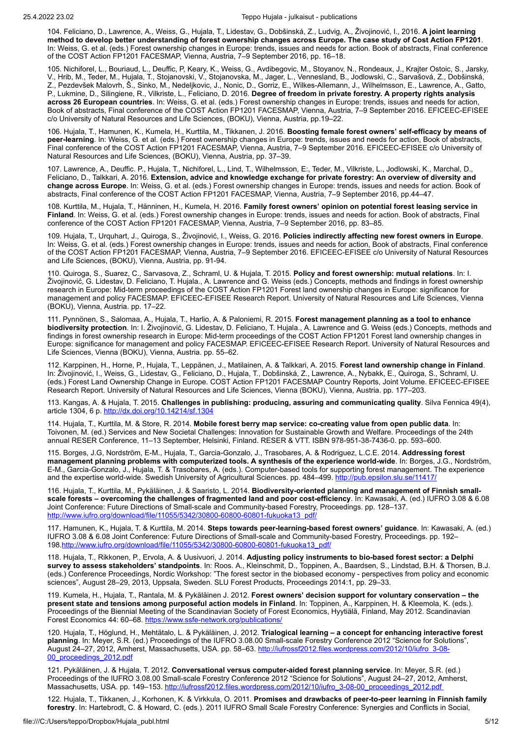104. Feliciano, D., Lawrence, A., Weiss, G., Hujala, T., Lidestav, G., Dobšinská, Z., Ludvig, A., Živojinović, I., 2016. **A joint learning method to develop better understanding of forest ownership changes across Europe. The case study of Cost Action FP1201**. In: Weiss, G. et al. (eds.) Forest ownership changes in Europe: trends, issues and needs for action. Book of abstracts, Final conference of the COST Action FP1201 FACESMAP, Vienna, Austria, 7–9 September 2016, pp. 16–18.

105. Nichiforel, L., Bouriaud, L., Deuffic, P, Keary, K., Weiss, G., Avdibegovic, M., Stoyanov, N., Rondeaux, J., Krajter Ostoic, S., Jarsky, V., Hrib, M., Teder, M., Hujala, T., Stojanovski, V., Stojanovska, M., Jager, L., Vennesland, B., Jodlowski, C., Sarvašová, Z., Dobšinská, Z., Pezdevšek Malovrh, Š., Sinko, M., Nedeljkovic, J., Nonic, D., Gorriz, E., Wilkes-Allemann, J., Wilhelmsson, E., Lawrence, A., Gatto, P., Lukmine, D., Silingiene, R., Vilkriste, L., Feliciano, D. 2016. **Degree of freedom in private forestry. A property rights analysis across 26 European countries**. In: Weiss, G. et al. (eds.) Forest ownership changes in Europe: trends, issues and needs for action, Book of abstracts, Final conference of the COST Action FP1201 FACESMAP, Vienna, Austria, 7–9 September 2016. EFICEEC-EFISEE c/o University of Natural Resources and Life Sciences, (BOKU), Vienna, Austria, pp.19–22.

106. Hujala, T., Hamunen, K., Kumela, H., Kurttila, M., Tikkanen, J. 2016. **Boosting female forest owners' self-efficacy by means of peer-learning**. In: Weiss, G. et al. (eds.) Forest ownership changes in Europe: trends, issues and needs for action, Book of abstracts, Final conference of the COST Action FP1201 FACESMAP, Vienna, Austria, 7–9 September 2016. EFICEEC-EFISEE c/o University of Natural Resources and Life Sciences, (BOKU), Vienna, Austria, pp. 37–39.

107. Lawrence, A., Deuffic. P., Hujala, T., Nichiforel, L., Lind, T., Wilhelmsson, E:, Teder, M., Vilkriste, L., Jodlowski, K., Marchal, D., Feliciano, D., Talkkari, A. 2016. **Extension, advice and knowledge exchange for private forestry: An overview of diversity and change across Europe**. In: Weiss, G. et al. (eds.) Forest ownership changes in Europe: trends, issues and needs for action. Book of abstracts, Final conference of the COST Action FP1201 FACESMAP, Vienna, Austria, 7–9 September 2016, pp.44–47.

108. Kurttila, M., Hujala, T., Hänninen, H., Kumela, H. 2016. **Family forest owners' opinion on potential forest leasing service in Finland**. In: Weiss, G. et al. (eds.) Forest ownership changes in Europe: trends, issues and needs for action. Book of abstracts, Final conference of the COST Action FP1201 FACESMAP, Vienna, Austria, 7–9 September 2016, pp. 83–85.

109. Hujala, T., Urquhart, J., Quiroga, S., Živojinović, I., Weiss, G. 2016. **Policies indirectly affecting new forest owners in Europe**. In: Weiss, G. et al. (eds.) Forest ownership changes in Europe: trends, issues and needs for action, Book of abstracts, Final conference of the COST Action FP1201 FACESMAP, Vienna, Austria, 7–9 September 2016. EFICEEC-EFISEE c/o University of Natural Resources and Life Sciences, (BOKU), Vienna, Austria, pp. 91-94.

110. Quiroga, S., Suarez, C., Sarvasova, Z., Schraml, U. & Hujala, T. 2015. **Policy and forest ownership: mutual relations**. In: I. Živojinović, G. Lidestav, D. Feliciano, T. Hujala., A. Lawrence and G. Weiss (eds.) Concepts, methods and findings in forest ownership research in Europe: Mid-term proceedings of the COST Action FP1201 Forest land ownership changes in Europe: significance for management and policy FACESMAP. EFICEEC-EFISEE Research Report. University of Natural Resources and Life Sciences, Vienna (BOKU), Vienna, Austria. pp. 17–22.

111. Pynnönen, S., Salomaa, A., Hujala, T., Harlio, A. & Paloniemi, R. 2015. **Forest management planning as a tool to enhance biodiversity protection**. In: I. Živojinović, G. Lidestav, D. Feliciano, T. Hujala., A. Lawrence and G. Weiss (eds.) Concepts, methods and findings in forest ownership research in Europe: Mid-term proceedings of the COST Action FP1201 Forest land ownership changes in Europe: significance for management and policy FACESMAP. EFICEEC-EFISEE Research Report. University of Natural Resources and Life Sciences, Vienna (BOKU), Vienna, Austria. pp. 55–62.

112. Karppinen, H., Horne, P., Hujala, T., Leppänen, J., Matilainen, A. & Talkkari, A. 2015. **Forest land ownership change in Finland**. In: Živojinović, I., Weiss, G., Lidestav, G., Feliciano, D., Hujala, T., Dobšinská, Z., Lawrence, A., Nybakk, E., Quiroga, S., Schraml, U. (eds.) Forest Land Ownership Change in Europe. COST Action FP1201 FACESMAP Country Reports, Joint Volume. EFICEEC-EFISEE Research Report. University of Natural Resources and Life Sciences, Vienna (BOKU), Vienna, Austria. pp. 177–203.

113. Kangas, A. & Hujala, T. 2015. **Challenges in publishing: producing, assuring and communicating quality**. Silva Fennica 49(4), article 1304, 6 p. http://dx.doi.org/10.14214/sf.1304

114. Hujala, T., Kurttila, M. & Store, R. 2014. **Mobile forest berry map service: co-creating value from open public data**. In: Toivonen, M. (ed.) Services and New Societal Challenges: Innovation for Sustainable Growth and Welfare. Proceedings of the 24th annual RESER Conference, 11–13 September, Helsinki, Finland. RESER & VTT. ISBN 978-951-38-7436-0. pp. 593–600.

115. Borges, J.G, Nordström, E-M., Hujala, T., Garcia-Gonzalo, J., Trasobares, A. & Rodriguez, L.C.E. 2014. **Addressing forest management planning problems with computerized tools. A synthesis of the experience world-wide**. In: Borges, J.G., Nordström, E-M., Garcia-Gonzalo, J., Hujala, T. & Trasobares, A. (eds.). Computer-based tools for supporting forest management. The experience and the expertise world-wide. Swedish University of Agricultural Sciences. pp. 484–499. http://pub.epsilon.slu.se/11417/

116. Hujala, T., Kurttila, M., Pykäläinen, J. & Saaristo, L. 2014. **Biodiversity-oriented planning and management of Finnish small-scale forests – overcoming the challenges of fragmented land and poor cost-efficiency**. In: Kawasaki, A. (ed.) IUFRO 3.08 & 6.08 Joint Conference: Future Directions of Small-scale and Community-based Forestry, Proceedings. pp. 128–137. http://www.iufro.org/download/file/11055/5342/30800-60800-60801-fukuoka13_pdf/

117. Hamunen, K., Hujala, T. & Kurttila, M. 2014. **Steps towards peer-learning-based forest owners' guidance**. In: Kawasaki, A. (ed.) IUFRO 3.08 & 6.08 Joint Conference: Future Directions of Small-scale and Community-based Forestry, Proceedings. pp. 192–198.http://www.iufro.org/download/file/11055/5342/30800-60800-60801-fukuoka13_pdf/

118. Hujala, T., Rikkonen, P., Ervola, A. & Uusivuori, J. 2014. **Adjusting policy instruments to bio-based forest sector: a Delphi survey to assess stakeholders' standpoints**. In: Roos. A., Kleinschmit, D., Toppinen, A., Baardsen, S., Lindstad, B.H. & Thorsen, B.J. (eds.) Conference Proceedings, Nordic Workshop: "The forest sector in the biobased economy - perspectives from policy and economic sciences", August 28–29, 2013, Uppsala, Sweden. SLU Forest Products, Proceedings 2014:1, pp. 29–33.

119. Kumela, H., Hujala, T., Rantala, M. & Pykäläinen J. 2012. **Forest owners' decision support for voluntary conservation – the present state and tensions among purposeful action models in Finland**. In: Toppinen, A., Karppinen, H. & Kleemola, K. (eds.). Proceedings of the Biennial Meeting of the Scandinavian Society of Forest Economics, Hyytiälä, Finland, May 2012. Scandinavian Forest Economics 44: 60–68. https://www.ssfe-network.org/publications/

120. Hujala, T., Höglund, H., Mehtätalo, L. & Pykäläinen, J. 2012. **Trialogical learning – a concept for enhancing interactive forest planning**. In: Meyer, S.R. (ed.) Proceedings of the IUFRO 3.08.00 Small-scale Forestry Conference 2012 "Science for Solutions", August 24–27, 2012, Amherst, Massachusetts, USA. pp. 58–63. http://iufrossf2012.files.wordpress.com/2012/10/iufro_3-08-00_proceedings_2012.pdf

121. Pykäläinen, J. & Hujala, T. 2012. **Conversational versus computer-aided forest planning service**. In: Meyer, S.R. (ed.) Proceedings of the IUFRO 3.08.00 Small-scale Forestry Conference 2012 "Science for Solutions", August 24–27, 2012, Amherst, Massachusetts, USA. pp. 149–153. http://iufrossf2012.files.wordpress.com/2012/10/iufro_3-08-00_proceedings_2012.pdf

122. Hujala, T., Tikkanen, J., Korhonen, K. & Virkkula, O. 2011. **Promises and drawbacks of peer-to-peer learning in Finnish family forestry**. In: Hartebrodt, C. & Howard, C. (eds.). 2011 IUFRO Small Scale Forestry Conference: Synergies and Conflicts in Social,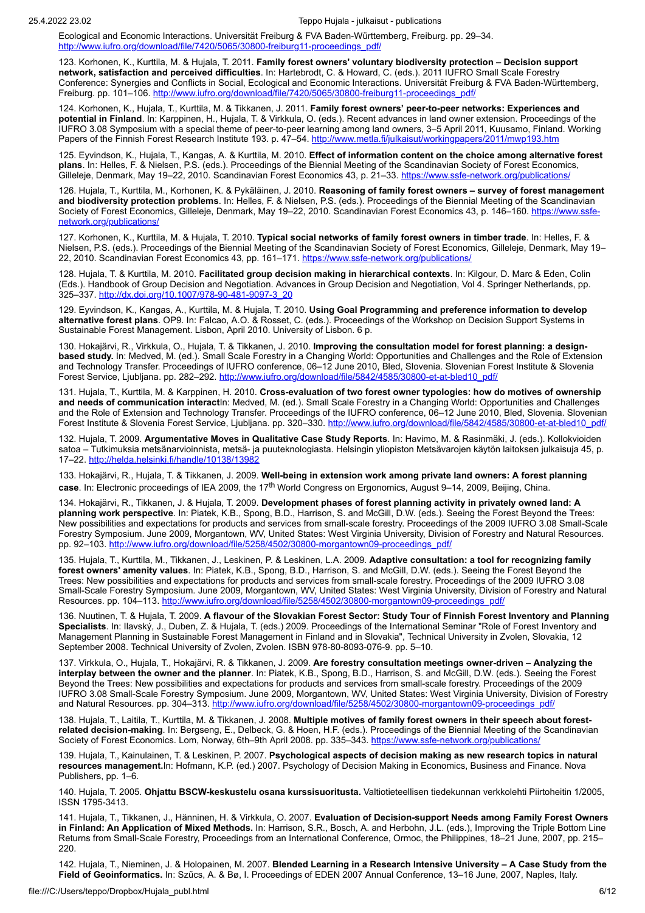Ecological and Economic Interactions. Universität Freiburg & FVA Baden-Württemberg, Freiburg. pp. 29–34. http://www.iufro.org/download/file/7420/5065/30800-freiburg11-proceedings_pdf/

123. Korhonen, K., Kurttila, M. & Hujala, T. 2011. **Family forest owners' voluntary biodiversity protection – Decision support network, satisfaction and perceived difficulties**. In: Hartebrodt, C. & Howard, C. (eds.). 2011 IUFRO Small Scale Forestry Conference: Synergies and Conflicts in Social, Ecological and Economic Interactions. Universität Freiburg & FVA Baden-Württemberg, Freiburg. pp. 101–106. http://www.iufro.org/download/file/7420/5065/30800-freiburg11-proceedings_pdf/

124. Korhonen, K., Hujala, T., Kurttila, M. & Tikkanen, J. 2011. **Family forest owners' peer-to-peer networks: Experiences and potential in Finland**. In: Karppinen, H., Hujala, T. & Virkkula, O. (eds.). Recent advances in land owner extension. Proceedings of the IUFRO 3.08 Symposium with a special theme of peer-to-peer learning among land owners, 3–5 April 2011, Kuusamo, Finland. Working Papers of the Finnish Forest Research Institute 193. p. 47–54. http://www.metla.fi/julkaisut/workingpapers/2011/mwp193.htm

125. Eyvindson, K., Hujala, T., Kangas, A. & Kurttila, M. 2010. **Effect of information content on the choice among alternative forest plans**. In: Helles, F. & Nielsen, P.S. (eds.). Proceedings of the Biennial Meeting of the Scandinavian Society of Forest Economics, Gilleleje, Denmark, May 19–22, 2010. Scandinavian Forest Economics 43, p. 21–33. https://www.ssfe-network.org/publications/

126. Hujala, T., Kurttila, M., Korhonen, K. & Pykäläinen, J. 2010. **Reasoning of family forest owners – survey of forest management and biodiversity protection problems**. In: Helles, F. & Nielsen, P.S. (eds.). Proceedings of the Biennial Meeting of the Scandinavian Society of Forest Economics, Gilleleje, Denmark, May 19–22, 2010. Scandinavian Forest Economics 43, p. 146–160. https://www.ssfe-network.org/publications/

127. Korhonen, K., Kurttila, M. & Hujala, T. 2010. **Typical social networks of family forest owners in timber trade**. In: Helles, F. & Nielsen, P.S. (eds.). Proceedings of the Biennial Meeting of the Scandinavian Society of Forest Economics, Gilleleje, Denmark, May 19–22, 2010. Scandinavian Forest Economics 43, pp. 161–171. https://www.ssfe-network.org/publications/

128. Hujala, T. & Kurttila, M. 2010. **Facilitated group decision making in hierarchical contexts**. In: Kilgour, D. Marc & Eden, Colin (Eds.). Handbook of Group Decision and Negotiation. Advances in Group Decision and Negotiation, Vol 4. Springer Netherlands, pp. 325–337. http://dx.doi.org/10.1007/978-90-481-9097-3_20

129. Eyvindson, K., Kangas, A., Kurttila, M. & Hujala, T. 2010. **Using Goal Programming and preference information to develop alternative forest plans**. OP9. In: Falcao, A.O. & Rosset, C. (eds.). Proceedings of the Workshop on Decision Support Systems in Sustainable Forest Management. Lisbon, April 2010. University of Lisbon. 6 p.

130. Hokajärvi, R., Virkkula, O., Hujala, T. & Tikkanen, J. 2010. **Improving the consultation model for forest planning: a design-based study.** In: Medved, M. (ed.). Small Scale Forestry in a Changing World: Opportunities and Challenges and the Role of Extension and Technology Transfer. Proceedings of IUFRO conference, 06–12 June 2010, Bled, Slovenia. Slovenian Forest Institute & Slovenia Forest Service, Ljubljana. pp. 282–292. http://www.iufro.org/download/file/5842/4585/30800-et-at-bled10_pdf/

131. Hujala, T., Kurttila, M. & Karppinen, H. 2010. **Cross-evaluation of two forest owner typologies: how do motives of ownership and needs of communication interact**In: Medved, M. (ed.). Small Scale Forestry in a Changing World: Opportunities and Challenges and the Role of Extension and Technology Transfer. Proceedings of the IUFRO conference, 06–12 June 2010, Bled, Slovenia. Slovenian Forest Institute & Slovenia Forest Service, Ljubljana. pp. 320–330. http://www.iufro.org/download/file/5842/4585/30800-et-at-bled10_pdf/

132. Hujala, T. 2009. **Argumentative Moves in Qualitative Case Study Reports**. In: Havimo, M. & Rasinmäki, J. (eds.). Kollokvioiden satoa – Tutkimuksia metsänarvioinnista, metsä- ja puuteknologiasta. Helsingin yliopiston Metsävarojen käytön laitoksen julkaisuja 45, p. 17–22. http://helda.helsinki.fi/handle/10138/13982

133. Hokajärvi, R., Hujala, T. & Tikkanen, J. 2009. **Well-being in extension work among private land owners: A forest planning case**. In: Electronic proceedings of IEA 2009, the 17th World Congress on Ergonomics, August 9–14, 2009, Beijing, China.

134. Hokajärvi, R., Tikkanen, J. & Hujala, T. 2009. **Development phases of forest planning activity in privately owned land: A planning work perspective**. In: Piatek, K.B., Spong, B.D., Harrison, S. and McGill, D.W. (eds.). Seeing the Forest Beyond the Trees: New possibilities and expectations for products and services from small-scale forestry. Proceedings of the 2009 IUFRO 3.08 Small-Scale Forestry Symposium. June 2009, Morgantown, WV, United States: West Virginia University, Division of Forestry and Natural Resources. pp. 92–103. http://www.iufro.org/download/file/5258/4502/30800-morgantown09-proceedings_pdf/

135. Hujala, T., Kurttila, M., Tikkanen, J., Leskinen, P. & Leskinen, L.A. 2009. **Adaptive consultation: a tool for recognizing family forest owners' amenity values**. In: Piatek, K.B., Spong, B.D., Harrison, S. and McGill, D.W. (eds.). Seeing the Forest Beyond the Trees: New possibilities and expectations for products and services from small-scale forestry. Proceedings of the 2009 IUFRO 3.08 Small-Scale Forestry Symposium. June 2009, Morgantown, WV, United States: West Virginia University, Division of Forestry and Natural Resources. pp. 104–113. http://www.iufro.org/download/file/5258/4502/30800-morgantown09-proceedings_pdf/

136. Nuutinen, T. & Hujala, T. 2009. **A flavour of the Slovakian Forest Sector: Study Tour of Finnish Forest Inventory and Planning Specialists**. In: Ilavský, J., Duben, Z. & Hujala, T. (eds.) 2009. Proceedings of the International Seminar "Role of Forest Inventory and Management Planning in Sustainable Forest Management in Finland and in Slovakia", Technical University in Zvolen, Slovakia, 12 September 2008. Technical University of Zvolen, Zvolen. ISBN 978-80-8093-076-9. pp. 5–10.

137. Virkkula, O., Hujala, T., Hokajärvi, R. & Tikkanen, J. 2009. **Are forestry consultation meetings owner-driven – Analyzing the interplay between the owner and the planner**. In: Piatek, K.B., Spong, B.D., Harrison, S. and McGill, D.W. (eds.). Seeing the Forest Beyond the Trees: New possibilities and expectations for products and services from small-scale forestry. Proceedings of the 2009 IUFRO 3.08 Small-Scale Forestry Symposium. June 2009, Morgantown, WV, United States: West Virginia University, Division of Forestry and Natural Resources. pp. 304–313. http://www.iufro.org/download/file/5258/4502/30800-morgantown09-proceedings_pdf/

138. Hujala, T., Laitila, T., Kurttila, M. & Tikkanen, J. 2008. **Multiple motives of family forest owners in their speech about forest-related decision-making**. In: Bergseng, E., Delbeck, G. & Hoen, H.F. (eds.). Proceedings of the Biennial Meeting of the Scandinavian Society of Forest Economics. Lom, Norway, 6th–9th April 2008. pp. 335–343. https://www.ssfe-network.org/publications/

139. Hujala, T., Kainulainen, T. & Leskinen, P. 2007. **Psychological aspects of decision making as new research topics in natural resources management.**In: Hofmann, K.P. (ed.) 2007. Psychology of Decision Making in Economics, Business and Finance. Nova Publishers, pp. 1–6.

140. Hujala, T. 2005. **Ohjattu BSCW-keskustelu osana kurssisuoritusta.** Valtiotieteellisen tiedekunnan verkkolehti Piirtoheitin 1/2005, ISSN 1795-3413.

141. Hujala, T., Tikkanen, J., Hänninen, H. & Virkkula, O. 2007. **Evaluation of Decision-support Needs among Family Forest Owners in Finland: An Application of Mixed Methods.** In: Harrison, S.R., Bosch, A. and Herbohn, J.L. (eds.), Improving the Triple Bottom Line Returns from Small-Scale Forestry, Proceedings from an International Conference, Ormoc, the Philippines, 18–21 June, 2007, pp. 215–220.

142. Hujala, T., Nieminen, J. & Holopainen, M. 2007. **Blended Learning in a Research Intensive University – A Case Study from the Field of Geoinformatics.** In: Szűcs, A. & Bø, I. Proceedings of EDEN 2007 Annual Conference, 13–16 June, 2007, Naples, Italy.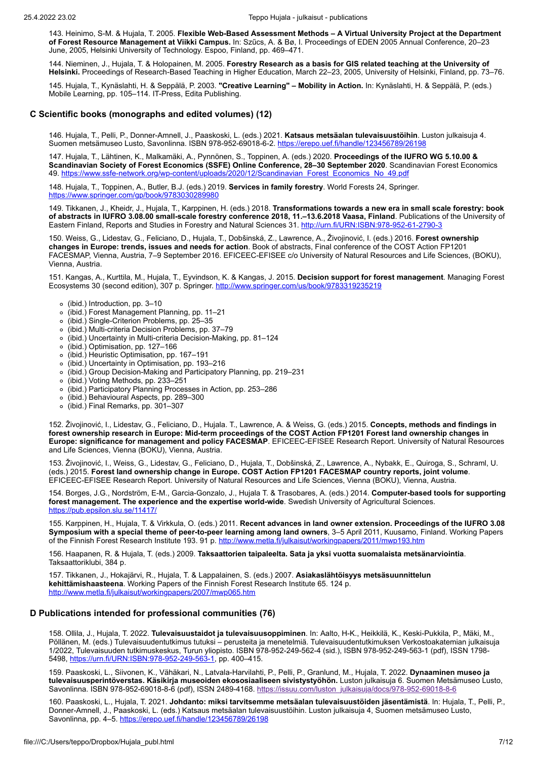143. Heinimo, S-M. & Hujala, T. 2005. **Flexible Web-Based Assessment Methods – A Virtual University Project at the Department of Forest Resource Management at Viikki Campus.** In: Szűcs, A. & Bø, I. Proceedings of EDEN 2005 Annual Conference, 20–23 June, 2005, Helsinki University of Technology. Espoo, Finland, pp. 469–471.

144. Nieminen, J., Hujala, T. & Holopainen, M. 2005. **Forestry Research as a basis for GIS related teaching at the University of Helsinki.** Proceedings of Research-Based Teaching in Higher Education, March 22–23, 2005, University of Helsinki, Finland, pp. 73–76.

145. Hujala, T., Kynäslahti, H. & Seppälä, P. 2003. **"Creative Learning" – Mobility in Action.** In: Kynäslahti, H. & Seppälä, P. (eds.) Mobile Learning, pp. 105–114. IT-Press, Edita Publishing.

## C Scientific books (monographs and edited volumes) (12)

146. Hujala, T., Pelli, P., Donner-Amnell, J., Paaskoski, L. (eds.) 2021. **Katsaus metsäalan tulevaisuustöihin**. Luston julkaisuja 4. Suomen metsämuseo Lusto, Savonlinna. ISBN 978-952-69018-6-2. https://erepo.uef.fi/handle/123456789/26198

147. Hujala, T., Lähtinen, K., Malkamäki, A., Pynnönen, S., Toppinen, A. (eds.) 2020. **Proceedings of the IUFRO WG 5.10.00 & Scandinavian Society of Forest Economics (SSFE) Online Conference, 28–30 September 2020**. Scandinavian Forest Economics 49. https://www.ssfe-network.org/wp-content/uploads/2020/12/Scandinavian_Forest_Economics_No_49.pdf

148. Hujala, T., Toppinen, A., Butler, B.J. (eds.) 2019. **Services in family forestry**. World Forests 24, Springer. https://www.springer.com/gp/book/9783030289980

149. Tikkanen, J., Kheidr, J., Hujala, T., Karppinen, H. (eds.) 2018. **Transformations towards a new era in small scale forestry: book of abstracts in IUFRO 3.08.00 small-scale forestry conference 2018, 11.–13.6.2018 Vaasa, Finland**. Publications of the University of Eastern Finland, Reports and Studies in Forestry and Natural Sciences 31. http://urn.fi/URN:ISBN:978-952-61-2790-3

150. Weiss, G., Lidestav, G., Feliciano, D., Hujala, T., Dobšinská, Z., Lawrence, A., Živojinović, I. (eds.) 2016. **Forest ownership changes in Europe: trends, issues and needs for action**. Book of abstracts, Final conference of the COST Action FP1201 FACESMAP, Vienna, Austria, 7–9 September 2016. EFICEEC-EFISEE c/o University of Natural Resources and Life Sciences, (BOKU), Vienna, Austria.

151. Kangas, A., Kurttila, M., Hujala, T., Eyvindson, K. & Kangas, J. 2015. **Decision support for forest management**. Managing Forest Ecosystems 30 (second edition), 307 p. Springer. http://www.springer.com/us/book/9783319235219

- (ibid.) Introduction, pp. 3–10
- (ibid.) Forest Management Planning, pp. 11–21
- (ibid.) Single-Criterion Problems, pp. 25–35
- (ibid.) Multi-criteria Decision Problems, pp. 37–79
- (ibid.) Uncertainty in Multi-criteria Decision-Making, pp. 81–124
- (ibid.) Optimisation, pp. 127–166
- (ibid.) Heuristic Optimisation, pp. 167–191
- (ibid.) Uncertainty in Optimisation, pp. 193–216
- (ibid.) Group Decision-Making and Participatory Planning, pp. 219–231
- (ibid.) Voting Methods, pp. 233–251
- (ibid.) Participatory Planning Processes in Action, pp. 253–286
- (ibid.) Behavioural Aspects, pp. 289–300
- (ibid.) Final Remarks, pp. 301–307

152. Živojinović, I., Lidestav, G., Feliciano, D., Hujala. T., Lawrence, A. & Weiss, G. (eds.) 2015. **Concepts, methods and findings in forest ownership research in Europe: Mid-term proceedings of the COST Action FP1201 Forest land ownership changes in Europe: significance for management and policy FACESMAP**. EFICEEC-EFISEE Research Report. University of Natural Resources and Life Sciences, Vienna (BOKU), Vienna, Austria.

153. Živojinović, I., Weiss, G., Lidestav, G., Feliciano, D., Hujala, T., Dobšinská, Z., Lawrence, A., Nybakk, E., Quiroga, S., Schraml, U. (eds.) 2015. **Forest land ownership change in Europe. COST Action FP1201 FACESMAP country reports, joint volume**. EFICEEC-EFISEE Research Report. University of Natural Resources and Life Sciences, Vienna (BOKU), Vienna, Austria.

154. Borges, J.G., Nordström, E-M., Garcia-Gonzalo, J., Hujala T. & Trasobares, A. (eds.) 2014. **Computer-based tools for supporting forest management. The experience and the expertise world-wide**. Swedish University of Agricultural Sciences. https://pub.epsilon.slu.se/11417/

155. Karppinen, H., Hujala, T. & Virkkula, O. (eds.) 2011. **Recent advances in land owner extension. Proceedings of the IUFRO 3.08 Symposium with a special theme of peer-to-peer learning among land owners**, 3–5 April 2011, Kuusamo, Finland. Working Papers of the Finnish Forest Research Institute 193. 91 p. http://www.metla.fi/julkaisut/workingpapers/2011/mwp193.htm

156. Haapanen, R. & Hujala, T. (eds.) 2009. **Taksaattorien taipaleelta. Sata ja yksi vuotta suomalaista metsänarviointia**. Taksaattoriklubi, 384 p.

157. Tikkanen, J., Hokajärvi, R., Hujala, T. & Lappalainen, S. (eds.) 2007. **Asiakaslähtöisyys metsäsuunnittelun kehittämishaasteena**. Working Papers of the Finnish Forest Research Institute 65. 124 p. http://www.metla.fi/julkaisut/workingpapers/2007/mwp065.htm

## D Publications intended for professional communities (76)

158. Ollila, J., Hujala, T. 2022. **Tulevaisuustaidot ja tulevaisuusoppiminen**. In: Aalto, H-K., Heikkilä, K., Keski-Pukkila, P., Mäki, M., Pöllänen, M. (eds.) Tulevaisuudentutkimus tutuksi – perusteita ja menetelmiä. Tulevaisuudentutkimuksen Verkostoakatemian julkaisuja 1/2022, Tulevaisuuden tutkimuskeskus, Turun yliopisto. ISBN 978-952-249-562-4 (sid.), ISBN 978-952-249-563-1 (pdf), ISSN 1798-5498, https://urn.fi/URN:ISBN:978-952-249-563-1, pp. 400–415.

159. Paaskoski, L., Siivonen, K., Vähäkari, N., Latvala-Harvilahti, P., Pelli, P., Granlund, M., Hujala, T. 2022. **Dynaaminen museo ja tulevaisuusperintöverstas. Käsikirja museoiden ekososiaaliseen sivistystyöhön.** Luston julkaisuja 6. Suomen Metsämuseo Lusto, Savonlinna. ISBN 978-952-69018-8-6 (pdf), ISSN 2489-4168. https://issuu.com/luston_julkaisuja/docs/978-952-69018-8-6

160. Paaskoski, L., Hujala, T. 2021. **Johdanto: miksi tarvitsemme metsäalan tulevaisuustöiden jäsentämistä**. In: Hujala, T., Pelli, P., Donner-Amnell, J., Paaskoski, L. (eds.) Katsaus metsäalan tulevaisuustöihin. Luston julkaisuja 4, Suomen metsämuseo Lusto, Savonlinna, pp. 4–5. https://erepo.uef.fi/handle/123456789/26198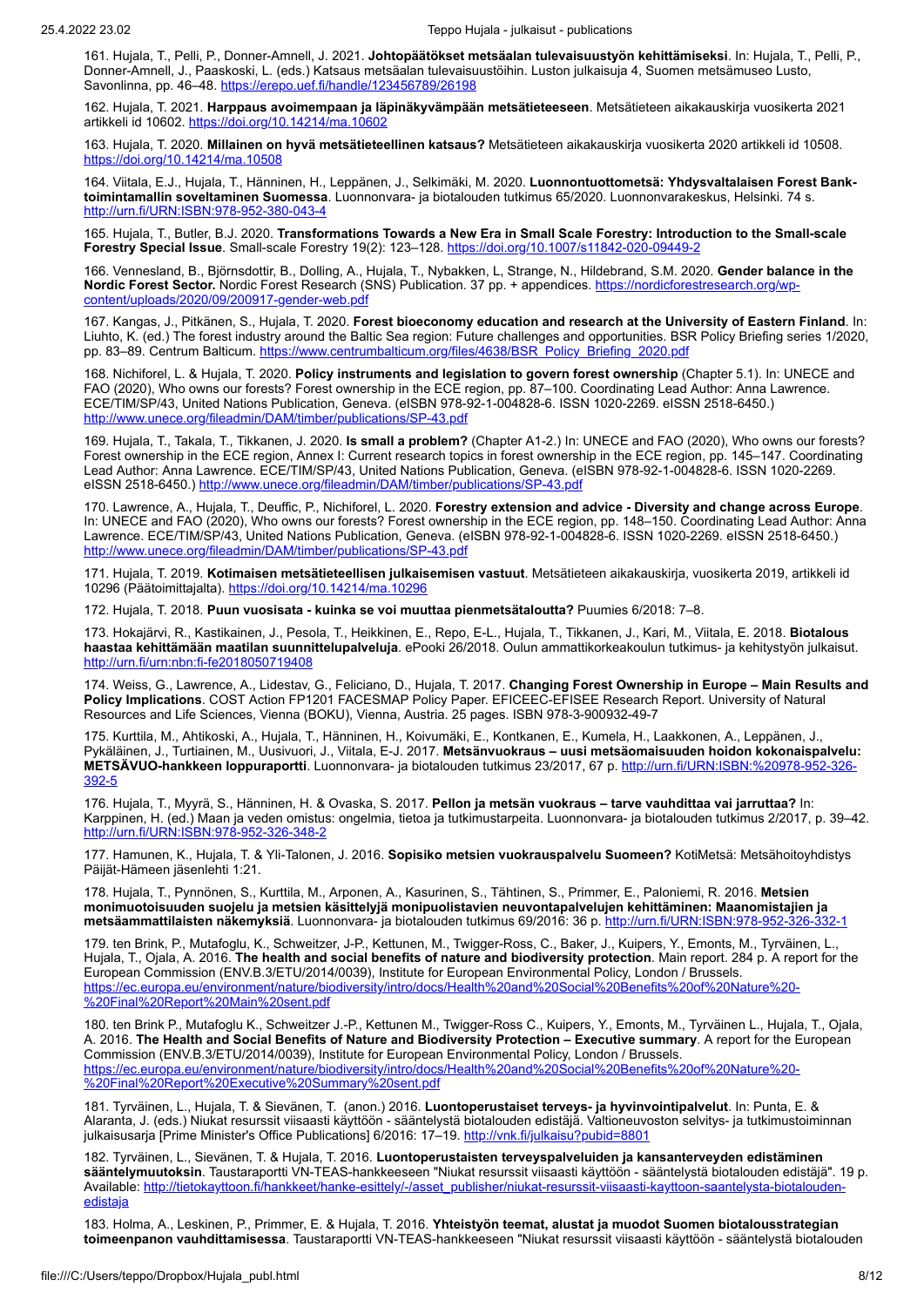161. Hujala, T., Pelli, P., Donner-Amnell, J. 2021. **Johtopäätökset metsäalan tulevaisuustyön kehittämiseksi**. In: Hujala, T., Pelli, P., Donner-Amnell, J., Paaskoski, L. (eds.) Katsaus metsäalan tulevaisuustöihin. Luston julkaisuja 4, Suomen metsämuseo Lusto, Savonlinna, pp. 46–48. https://erepo.uef.fi/handle/123456789/26198

162. Hujala, T. 2021. **Harppaus avoimempaan ja läpinäkyvämpään metsätieteeseen**. Metsätieteen aikakauskirja vuosikerta 2021 artikkeli id 10602. https://doi.org/10.14214/ma.10602

163. Hujala, T. 2020. **Millainen on hyvä metsätieteellinen katsaus?** Metsätieteen aikakauskirja vuosikerta 2020 artikkeli id 10508. https://doi.org/10.14214/ma.10508

164. Viitala, E.J., Hujala, T., Hänninen, H., Leppänen, J., Selkimäki, M. 2020. **Luonnontuottometsä: Yhdysvaltalaisen Forest Bank-toimintamallin soveltaminen Suomessa**. Luonnonvara- ja biotalouden tutkimus 65/2020. Luonnonvarakeskus, Helsinki. 74 s. http://urn.fi/URN:ISBN:978-952-380-043-4

165. Hujala, T., Butler, B.J. 2020. **Transformations Towards a New Era in Small Scale Forestry: Introduction to the Small-scale Forestry Special Issue**. Small-scale Forestry 19(2): 123–128. https://doi.org/10.1007/s11842-020-09449-2

166. Vennesland, B., Björnsdottir, B., Dolling, A., Hujala, T., Nybakken, L, Strange, N., Hildebrand, S.M. 2020. **Gender balance in the Nordic Forest Sector.** Nordic Forest Research (SNS) Publication. 37 pp. + appendices. https://nordicforestresearch.org/wp-content/uploads/2020/09/200917-gender-web.pdf

167. Kangas, J., Pitkänen, S., Hujala, T. 2020. **Forest bioeconomy education and research at the University of Eastern Finland**. In: Liuhto, K. (ed.) The forest industry around the Baltic Sea region: Future challenges and opportunities. BSR Policy Briefing series 1/2020, pp. 83–89. Centrum Balticum. https://www.centrumbalticum.org/files/4638/BSR_Policy_Briefing_2020.pdf

168. Nichiforel, L. & Hujala, T. 2020. **Policy instruments and legislation to govern forest ownership** (Chapter 5.1). In: UNECE and FAO (2020), Who owns our forests? Forest ownership in the ECE region, pp. 87–100. Coordinating Lead Author: Anna Lawrence. ECE/TIM/SP/43, United Nations Publication, Geneva. (eISBN 978-92-1-004828-6. ISSN 1020-2269. eISSN 2518-6450.) http://www.unece.org/fileadmin/DAM/timber/publications/SP-43.pdf

169. Hujala, T., Takala, T., Tikkanen, J. 2020. **Is small a problem?** (Chapter A1-2.) In: UNECE and FAO (2020), Who owns our forests? Forest ownership in the ECE region, Annex I: Current research topics in forest ownership in the ECE region, pp. 145–147. Coordinating Lead Author: Anna Lawrence. ECE/TIM/SP/43, United Nations Publication, Geneva. (eISBN 978-92-1-004828-6. ISSN 1020-2269. eISSN 2518-6450.) http://www.unece.org/fileadmin/DAM/timber/publications/SP-43.pdf

170. Lawrence, A., Hujala, T., Deuffic, P., Nichiforel, L. 2020. **Forestry extension and advice - Diversity and change across Europe**. In: UNECE and FAO (2020), Who owns our forests? Forest ownership in the ECE region, pp. 148–150. Coordinating Lead Author: Anna Lawrence. ECE/TIM/SP/43, United Nations Publication, Geneva. (eISBN 978-92-1-004828-6. ISSN 1020-2269. eISSN 2518-6450.) http://www.unece.org/fileadmin/DAM/timber/publications/SP-43.pdf

171. Hujala, T. 2019. **Kotimaisen metsätieteellisen julkaisemisen vastuut**. Metsätieteen aikakauskirja, vuosikerta 2019, artikkeli id 10296 (Päätoimittajalta). https://doi.org/10.14214/ma.10296

172. Hujala, T. 2018. **Puun vuosisata - kuinka se voi muuttaa pienmetsätaloutta?** Puumies 6/2018: 7–8.

173. Hokajärvi, R., Kastikainen, J., Pesola, T., Heikkinen, E., Repo, E-L., Hujala, T., Tikkanen, J., Kari, M., Viitala, E. 2018. **Biotalous haastaa kehittämään maatilan suunnittelupalveluja**. ePooki 26/2018. Oulun ammattikorkeakoulun tutkimus- ja kehitystyön julkaisut. http://urn.fi/urn:nbn:fi-fe2018050719408

174. Weiss, G., Lawrence, A., Lidestav, G., Feliciano, D., Hujala, T. 2017. **Changing Forest Ownership in Europe – Main Results and Policy Implications**. COST Action FP1201 FACESMAP Policy Paper. EFICEEC-EFISEE Research Report. University of Natural Resources and Life Sciences, Vienna (BOKU), Vienna, Austria. 25 pages. ISBN 978-3-900932-49-7

175. Kurttila, M., Ahtikoski, A., Hujala, T., Hänninen, H., Koivumäki, E., Kontkanen, E., Kumela, H., Laakkonen, A., Leppänen, J., Pykäläinen, J., Turtiainen, M., Uusivuori, J., Viitala, E-J. 2017. **Metsänvuokraus – uusi metsäomaisuuden hoidon kokonaispalvelu: METSÄVUO-hankkeen loppuraportti**. Luonnonvara- ja biotalouden tutkimus 23/2017, 67 p. http://urn.fi/URN:ISBN:%20978-952-326-392-5

176. Hujala, T., Myyrä, S., Hänninen, H. & Ovaska, S. 2017. **Pellon ja metsän vuokraus – tarve vauhdittaa vai jarruttaa?** In: Karppinen, H. (ed.) Maan ja veden omistus: ongelmia, tietoa ja tutkimustarpeita. Luonnonvara- ja biotalouden tutkimus 2/2017, p. 39–42. http://urn.fi/URN:ISBN:978-952-326-348-2

177. Hamunen, K., Hujala, T. & Yli-Talonen, J. 2016. **Sopisiko metsien vuokrauspalvelu Suomeen?** KotiMetsä: Metsähoitoyhdistys Päijät-Hämeen jäsenlehti 1:21.

178. Hujala, T., Pynnönen, S., Kurttila, M., Arponen, A., Kasurinen, S., Tähtinen, S., Primmer, E., Paloniemi, R. 2016. **Metsien monimuotoisuuden suojelu ja metsien käsittelyjä monipuolistavien neuvontapalvelujen kehittäminen: Maanomistajien ja metsäammattilaisten näkemyksiä**. Luonnonvara- ja biotalouden tutkimus 69/2016: 36 p. http://urn.fi/URN:ISBN:978-952-326-332-1

179. ten Brink, P., Mutafoglu, K., Schweitzer, J-P., Kettunen, M., Twigger-Ross, C., Baker, J., Kuipers, Y., Emonts, M., Tyrväinen, L., Hujala, T., Ojala, A. 2016. **The health and social benefits of nature and biodiversity protection**. Main report. 284 p. A report for the European Commission (ENV.B.3/ETU/2014/0039), Institute for European Environmental Policy, London / Brussels. https://ec.europa.eu/environment/nature/biodiversity/intro/docs/Health%20and%20Social%20Benefits%20of%20Nature%20-%20Final%20Report%20Main%20sent.pdf

180. ten Brink P., Mutafoglu K., Schweitzer J.-P., Kettunen M., Twigger-Ross C., Kuipers, Y., Emonts, M., Tyrväinen L., Hujala, T., Ojala, A. 2016. **The Health and Social Benefits of Nature and Biodiversity Protection – Executive summary**. A report for the European Commission (ENV.B.3/ETU/2014/0039), Institute for European Environmental Policy, London / Brussels. https://ec.europa.eu/environment/nature/biodiversity/intro/docs/Health%20and%20Social%20Benefits%20of%20Nature%20-%20Final%20Report%20Executive%20Summary%20sent.pdf

181. Tyrväinen, L., Hujala, T. & Sievänen, T. (anon.) 2016. **Luontoperustaiset terveys- ja hyvinvointipalvelut**. In: Punta, E. & Alaranta, J. (eds.) Niukat resurssit viisaasti käyttöön - sääntelystä biotalouden edistäjä. Valtioneuvoston selvitys- ja tutkimustoiminnan julkaisusarja [Prime Minister's Office Publications] 6/2016: 17–19. http://vnk.fi/julkaisu?pubid=8801

182. Tyrväinen, L., Sievänen, T. & Hujala, T. 2016. **Luontoperustaisten terveyspalveluiden ja kansanterveyden edistäminen sääntelymuutoksin**. Taustaraportti VN-TEAS-hankkeeseen "Niukat resurssit viisaasti käyttöön - sääntelystä biotalouden edistäjä". 19 p. Available: http://tietokayttoon.fi/hankkeet/hanke-esittely/-/asset_publisher/niukat-resurssit-viisaasti-kayttoon-saantelysta-biotalouden-edistaja

183. Holma, A., Leskinen, P., Primmer, E. & Hujala, T. 2016. **Yhteistyön teemat, alustat ja muodot Suomen biotalousstrategian toimeenpanon vauhdittamisessa**. Taustaraportti VN-TEAS-hankkeeseen "Niukat resurssit viisaasti käyttöön - sääntelystä biotalouden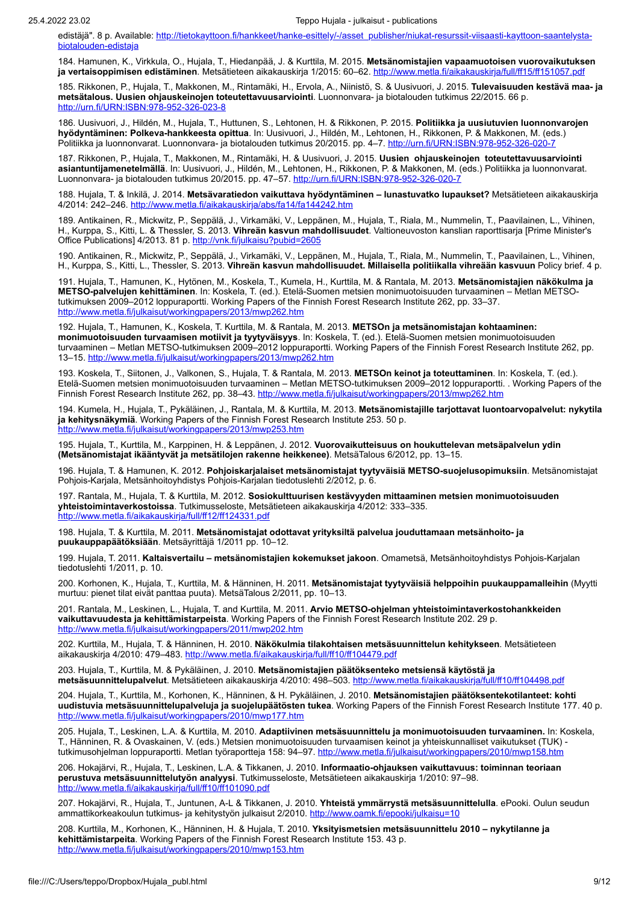edistäjä". 8 p. Available: http://tietokayttoon.fi/hankkeet/hanke-esittely/-/asset_publisher/niukat-resurssit-viisaasti-kayttoon-saantelysta-biotalouden-edistaja

184. Hamunen, K., Virkkula, O., Hujala, T., Hiedanpää, J. & Kurttila, M. 2015. **Metsänomistajien vapaamuotoisen vuorovaikutuksen ja vertaisoppimisen edistäminen**. Metsätieteen aikakauskirja 1/2015: 60–62. http://www.metla.fi/aikakauskirja/full/ff15/ff151057.pdf

185. Rikkonen, P., Hujala, T., Makkonen, M., Rintamäki, H., Ervola, A., Niinistö, S. & Uusivuori, J. 2015. **Tulevaisuuden kestävä maa- ja metsätalous. Uusien ohjauskeinojen toteutettavuusarviointi**. Luonnonvara- ja biotalouden tutkimus 22/2015. 66 p. http://urn.fi/URN:ISBN:978-952-326-023-8

186. Uusivuori, J., Hildén, M., Hujala, T., Huttunen, S., Lehtonen, H. & Rikkonen, P. 2015. **Politiikka ja uusiutuvien luonnonvarojen hyödyntäminen: Polkeva-hankkeesta opittua**. In: Uusivuori, J., Hildén, M., Lehtonen, H., Rikkonen, P. & Makkonen, M. (eds.) Politiikka ja luonnonvarat. Luonnonvara- ja biotalouden tutkimus 20/2015. pp. 4–7. http://urn.fi/URN:ISBN:978-952-326-020-7

187. Rikkonen, P., Hujala, T., Makkonen, M., Rintamäki, H. & Uusivuori, J. 2015. **Uusien ohjauskeinojen toteutettavuusarviointi asiantuntijamenetelmällä**. In: Uusivuori, J., Hildén, M., Lehtonen, H., Rikkonen, P. & Makkonen, M. (eds.) Politiikka ja luonnonvarat. Luonnonvara- ja biotalouden tutkimus 20/2015. pp. 47–57. http://urn.fi/URN:ISBN:978-952-326-020-7

188. Hujala, T. & Inkilä, J. 2014. **Metsävaratiedon vaikuttava hyödyntäminen – lunastuvatko lupaukset?** Metsätieteen aikakauskirja 4/2014: 242–246. http://www.metla.fi/aikakauskirja/abs/fa14/fa144242.htm

189. Antikainen, R., Mickwitz, P., Seppälä, J., Virkamäki, V., Leppänen, M., Hujala, T., Riala, M., Nummelin, T., Paavilainen, L., Vihinen, H., Kurppa, S., Kitti, L. & Thessler, S. 2013. **Vihreän kasvun mahdollisuudet**. Valtioneuvoston kanslian raporttisarja [Prime Minister's Office Publications] 4/2013. 81 p. http://vnk.fi/julkaisu?pubid=2605

190. Antikainen, R., Mickwitz, P., Seppälä, J., Virkamäki, V., Leppänen, M., Hujala, T., Riala, M., Nummelin, T., Paavilainen, L., Vihinen, H., Kurppa, S., Kitti, L., Thessler, S. 2013. **Vihreän kasvun mahdollisuudet. Millaisella politiikalla vihreään kasvuun** Policy brief. 4 p.

191. Hujala, T., Hamunen, K., Hytönen, M., Koskela, T., Kumela, H., Kurttila, M. & Rantala, M. 2013. **Metsänomistajien näkökulma ja METSO-palvelujen kehittäminen**. In: Koskela, T. (ed.). Etelä-Suomen metsien monimuotoisuuden turvaaminen – Metlan METSO-tutkimuksen 2009–2012 loppuraportti. Working Papers of the Finnish Forest Research Institute 262, pp. 33–37. http://www.metla.fi/julkaisut/workingpapers/2013/mwp262.htm

192. Hujala, T., Hamunen, K., Koskela, T. Kurttila, M. & Rantala, M. 2013. **METSOn ja metsänomistajan kohtaaminen: monimuotoisuuden turvaamisen motiivit ja tyytyväisyys**. In: Koskela, T. (ed.). Etelä-Suomen metsien monimuotoisuuden turvaaminen – Metlan METSO-tutkimuksen 2009–2012 loppuraportti. Working Papers of the Finnish Forest Research Institute 262, pp. 13–15. http://www.metla.fi/julkaisut/workingpapers/2013/mwp262.htm

193. Koskela, T., Siitonen, J., Valkonen, S., Hujala, T. & Rantala, M. 2013. **METSOn keinot ja toteuttaminen**. In: Koskela, T. (ed.). Etelä-Suomen metsien monimuotoisuuden turvaaminen – Metlan METSO-tutkimuksen 2009–2012 loppuraportti. . Working Papers of the Finnish Forest Research Institute 262, pp. 38–43. http://www.metla.fi/julkaisut/workingpapers/2013/mwp262.htm

194. Kumela, H., Hujala, T., Pykäläinen, J., Rantala, M. & Kurttila, M. 2013. **Metsänomistajille tarjottavat luontoarvopalvelut: nykytila ja kehitysnäkymiä**. Working Papers of the Finnish Forest Research Institute 253. 50 p. http://www.metla.fi/julkaisut/workingpapers/2013/mwp253.htm

195. Hujala, T., Kurttila, M., Karppinen, H. & Leppänen, J. 2012. **Vuorovaikutteisuus on houkuttelevan metsäpalvelun ydin (Metsänomistajat ikääntyvät ja metsätilojen rakenne heikkenee)**. MetsäTalous 6/2012, pp. 13–15.

196. Hujala, T. & Hamunen, K. 2012. **Pohjoiskarjalaiset metsänomistajat tyytyväisiä METSO-suojelusopimuksiin**. Metsänomistajat Pohjois-Karjala, Metsänhoitoyhdistys Pohjois-Karjalan tiedotuslehti 2/2012, p. 6.

197. Rantala, M., Hujala, T. & Kurttila, M. 2012. **Sosiokulttuurisen kestävyyden mittaaminen metsien monimuotoisuuden yhteistoimintaverkostoissa**. Tutkimusseloste, Metsätieteen aikakauskirja 4/2012: 333–335. http://www.metla.fi/aikakauskirja/full/ff12/ff124331.pdf

198. Hujala, T. & Kurttila, M. 2011. **Metsänomistajat odottavat yrityksiltä palvelua jouduttamaan metsänhoito- ja puukauppapäätöksiään**. Metsäyrittäjä 1/2011 pp. 10–12.

199. Hujala, T. 2011. **Kaltaisvertailu – metsänomistajien kokemukset jakoon**. Omametsä, Metsänhoitoyhdistys Pohjois-Karjalan tiedotuslehti 1/2011, p. 10.

200. Korhonen, K., Hujala, T., Kurttila, M. & Hänninen, H. 2011. **Metsänomistajat tyytyväisiä helppoihin puukauppamalleihin** (Myytti murtuu: pienet tilat eivät panttaa puuta). MetsäTalous 2/2011, pp. 10–13.

201. Rantala, M., Leskinen, L., Hujala, T. and Kurttila, M. 2011. **Arvio METSO-ohjelman yhteistoimintaverkostohankkeiden vaikuttavuudesta ja kehittämistarpeista**. Working Papers of the Finnish Forest Research Institute 202. 29 p. http://www.metla.fi/julkaisut/workingpapers/2011/mwp202.htm

202. Kurttila, M., Hujala, T. & Hänninen, H. 2010. **Näkökulmia tilakohtaisen metsäsuunnittelun kehitykseen**. Metsätieteen aikakauskirja 4/2010: 479–483. http://www.metla.fi/aikakauskirja/full/ff10/ff104479.pdf

203. Hujala, T., Kurttila, M. & Pykäläinen, J. 2010. **Metsänomistajien päätöksenteko metsiensä käytöstä ja metsäsuunnittelupalvelut**. Metsätieteen aikakauskirja 4/2010: 498–503. http://www.metla.fi/aikakauskirja/full/ff10/ff104498.pdf

204. Hujala, T., Kurttila, M., Korhonen, K., Hänninen, & H. Pykäläinen, J. 2010. **Metsänomistajien päätöksentekotilanteet: kohti uudistuvia metsäsuunnittelupalveluja ja suojelupäätösten tukea**. Working Papers of the Finnish Forest Research Institute 177. 40 p. http://www.metla.fi/julkaisut/workingpapers/2010/mwp177.htm

205. Hujala, T., Leskinen, L.A. & Kurttila, M. 2010. **Adaptiivinen metsäsuunnittelu ja monimuotoisuuden turvaaminen.** In: Koskela, T., Hänninen, R. & Ovaskainen, V. (eds.) Metsien monimuotoisuuden turvaamisen keinot ja yhteiskunnalliset vaikutukset (TUK) -tutkimusohjelman loppuraportti. Metlan työraportteja 158: 94–97. http://www.metla.fi/julkaisut/workingpapers/2010/mwp158.htm

206. Hokajärvi, R., Hujala, T., Leskinen, L.A. & Tikkanen, J. 2010. **Informaatio-ohjauksen vaikuttavuus: toiminnan teoriaan perustuva metsäsuunnittelutyön analyysi**. Tutkimusseloste, Metsätieteen aikakauskirja 1/2010: 97–98. http://www.metla.fi/aikakauskirja/full/ff10/ff101090.pdf

207. Hokajärvi, R., Hujala, T., Juntunen, A-L & Tikkanen, J. 2010. **Yhteistä ymmärrystä metsäsuunnittelulla**. ePooki. Oulun seudun ammattikorkeakoulun tutkimus- ja kehitystyön julkaisut 2/2010. http://www.oamk.fi/epooki/julkaisu=10

208. Kurttila, M., Korhonen, K., Hänninen, H. & Hujala, T. 2010. **Yksityismetsien metsäsuunnittelu 2010 – nykytilanne ja kehittämistarpeita**. Working Papers of the Finnish Forest Research Institute 153. 43 p. http://www.metla.fi/julkaisut/workingpapers/2010/mwp153.htm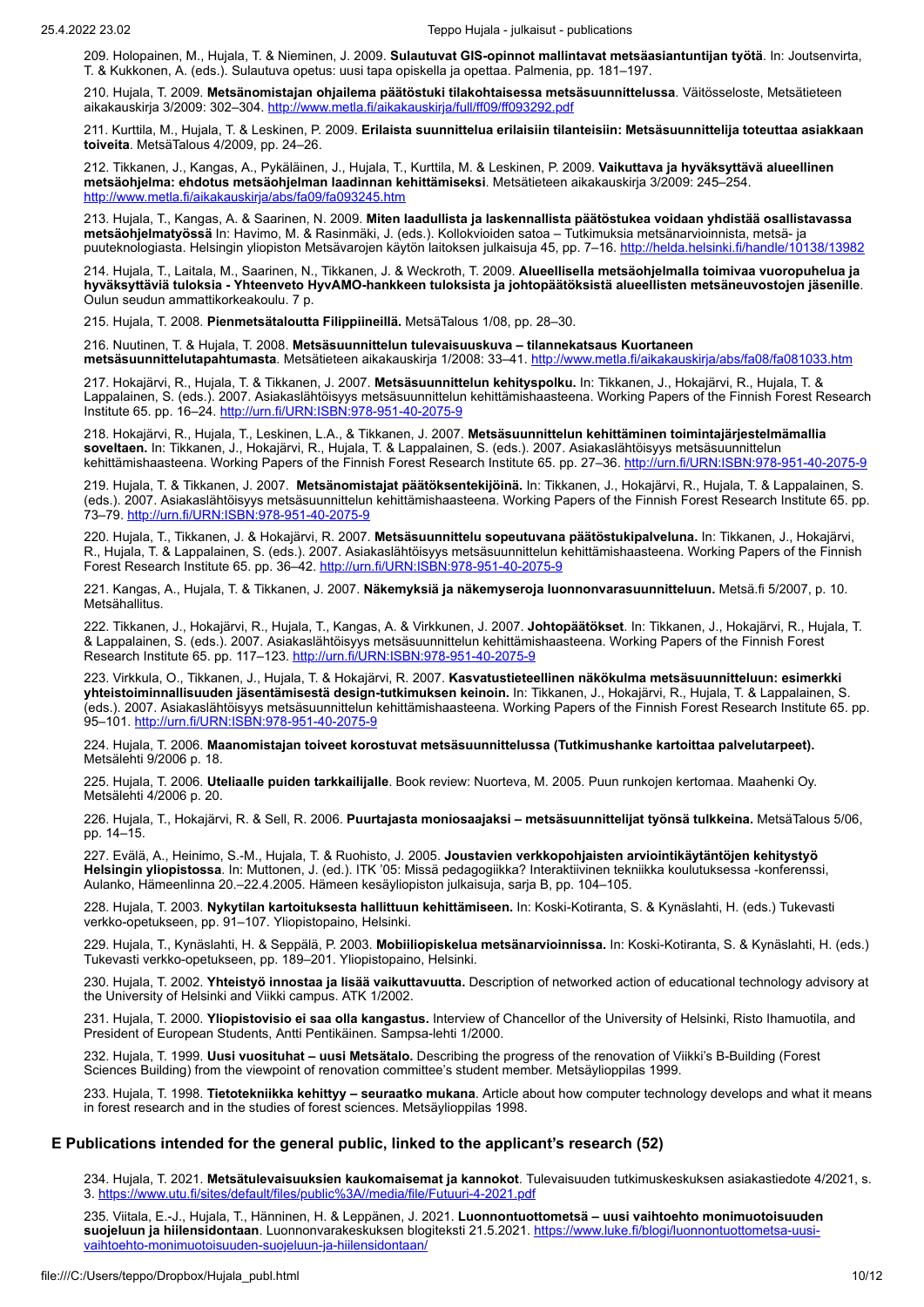209. Holopainen, M., Hujala, T. & Nieminen, J. 2009. **Sulautuvat GIS-opinnot mallintavat metsäasiantuntijan työtä**. In: Joutsenvirta, T. & Kukkonen, A. (eds.). Sulautuva opetus: uusi tapa opiskella ja opettaa. Palmenia, pp. 181–197.

210. Hujala, T. 2009. **Metsänomistajan ohjailema päätöstuki tilakohtaisessa metsäsuunnittelussa**. Väitösseloste, Metsätieteen aikakauskirja 3/2009: 302–304. http://www.metla.fi/aikakauskirja/full/ff09/ff093292.pdf

211. Kurttila, M., Hujala, T. & Leskinen, P. 2009. **Erilaista suunnittelua erilaisiin tilanteisiin: Metsäsuunnittelija toteuttaa asiakkaan toiveita**. MetsäTalous 4/2009, pp. 24–26.

212. Tikkanen, J., Kangas, A., Pykäläinen, J., Hujala, T., Kurttila, M. & Leskinen, P. 2009. **Vaikuttava ja hyväksyttävä alueellinen metsäohjelma: ehdotus metsäohjelman laadinnan kehittämiseksi**. Metsätieteen aikakauskirja 3/2009: 245–254. http://www.metla.fi/aikakauskirja/abs/fa09/fa093245.htm

213. Hujala, T., Kangas, A. & Saarinen, N. 2009. **Miten laadullista ja laskennallista päätöstukea voidaan yhdistää osallistavassa metsäohjelmatyössä** In: Havimo, M. & Rasinmäki, J. (eds.). Kollokvioiden satoa – Tutkimuksia metsänarvioinnista, metsä- ja puuteknologiasta. Helsingin yliopiston Metsävarojen käytön laitoksen julkaisuja 45, pp. 7–16. http://helda.helsinki.fi/handle/10138/13982

214. Hujala, T., Laitala, M., Saarinen, N., Tikkanen, J. & Weckroth, T. 2009. **Alueellisella metsäohjelmalla toimivaa vuoropuhelua ja hyväksyttäviä tuloksia - Yhteenveto HyvAMO-hankkeen tuloksista ja johtopäätöksistä alueellisten metsäneuvostojen jäsenille**. Oulun seudun ammattikorkeakoulu. 7 p.

215. Hujala, T. 2008. **Pienmetsätaloutta Filippiineillä.** MetsäTalous 1/08, pp. 28–30.

216. Nuutinen, T. & Hujala, T. 2008. **Metsäsuunnittelun tulevaisuuskuva – tilannekatsaus Kuortaneen metsäsuunnittelutapahtumasta**. Metsätieteen aikakauskirja 1/2008: 33–41. http://www.metla.fi/aikakauskirja/abs/fa08/fa081033.htm

217. Hokajärvi, R., Hujala, T. & Tikkanen, J. 2007. **Metsäsuunnittelun kehityspolku.** In: Tikkanen, J., Hokajärvi, R., Hujala, T. & Lappalainen, S. (eds.). 2007. Asiakaslähtöisyys metsäsuunnittelun kehittämishaasteena. Working Papers of the Finnish Forest Research Institute 65. pp. 16–24. http://urn.fi/URN:ISBN:978-951-40-2075-9

218. Hokajärvi, R., Hujala, T., Leskinen, L.A., & Tikkanen, J. 2007. **Metsäsuunnittelun kehittäminen toimintajärjestelmämallia soveltaen.** In: Tikkanen, J., Hokajärvi, R., Hujala, T. & Lappalainen, S. (eds.). 2007. Asiakaslähtöisyys metsäsuunnittelun kehittämishaasteena. Working Papers of the Finnish Forest Research Institute 65. pp. 27–36. http://urn.fi/URN:ISBN:978-951-40-2075-9

219. Hujala, T. & Tikkanen, J. 2007. **Metsänomistajat päätöksentekijöinä.** In: Tikkanen, J., Hokajärvi, R., Hujala, T. & Lappalainen, S. (eds.). 2007. Asiakaslähtöisyys metsäsuunnittelun kehittämishaasteena. Working Papers of the Finnish Forest Research Institute 65. pp. 73–79. http://urn.fi/URN:ISBN:978-951-40-2075-9

220. Hujala, T., Tikkanen, J. & Hokajärvi, R. 2007. **Metsäsuunnittelu sopeutuvana päätöstukipalveluna.** In: Tikkanen, J., Hokajärvi, R., Hujala, T. & Lappalainen, S. (eds.). 2007. Asiakaslähtöisyys metsäsuunnittelun kehittämishaasteena. Working Papers of the Finnish Forest Research Institute 65. pp. 36–42. http://urn.fi/URN:ISBN:978-951-40-2075-9

221. Kangas, A., Hujala, T. & Tikkanen, J. 2007. **Näkemyksiä ja näkemyseroja luonnonvarasuunnitteluun.** Metsä.fi 5/2007, p. 10. Metsähallitus.

222. Tikkanen, J., Hokajärvi, R., Hujala, T., Kangas, A. & Virkkunen, J. 2007. **Johtopäätökset**. In: Tikkanen, J., Hokajärvi, R., Hujala, T. & Lappalainen, S. (eds.). 2007. Asiakaslähtöisyys metsäsuunnittelun kehittämishaasteena. Working Papers of the Finnish Forest Research Institute 65. pp. 117–123. http://urn.fi/URN:ISBN:978-951-40-2075-9

223. Virkkula, O., Tikkanen, J., Hujala, T. & Hokajärvi, R. 2007. **Kasvatustieteellinen näkökulma metsäsuunnitteluun: esimerkki yhteistoiminnallisuuden jäsentämisestä design-tutkimuksen keinoin.** In: Tikkanen, J., Hokajärvi, R., Hujala, T. & Lappalainen, S. (eds.). 2007. Asiakaslähtöisyys metsäsuunnittelun kehittämishaasteena. Working Papers of the Finnish Forest Research Institute 65. pp. 95–101. http://urn.fi/URN:ISBN:978-951-40-2075-9

224. Hujala, T. 2006. **Maanomistajan toiveet korostuvat metsäsuunnittelussa (Tutkimushanke kartoittaa palvelutarpeet).** Metsälehti 9/2006 p. 18.

225. Hujala, T. 2006. **Uteliaalle puiden tarkkailijalle**. Book review: Nuorteva, M. 2005. Puun runkojen kertomaa. Maahenki Oy. Metsälehti 4/2006 p. 20.

226. Hujala, T., Hokajärvi, R. & Sell, R. 2006. **Puurtajasta moniosaajaksi – metsäsuunnittelijat työnsä tulkkeina.** MetsäTalous 5/06, pp. 14–15.

227. Evälä, A., Heinimo, S.-M., Hujala, T. & Ruohisto, J. 2005. **Joustavien verkkopohjaisten arviointikäytäntöjen kehitystyö Helsingin yliopistossa**. In: Muttonen, J. (ed.). ITK '05: Missä pedagogiikka? Interaktiivinen tekniikka koulutuksessa -konferenssi, Aulanko, Hämeenlinna 20.–22.4.2005. Hämeen kesäyliopiston julkaisuja, sarja B, pp. 104–105.

228. Hujala, T. 2003. **Nykytilan kartoituksesta hallittuun kehittämiseen.** In: Koski-Kotiranta, S. & Kynäslahti, H. (eds.) Tukevasti verkko-opetukseen, pp. 91–107. Yliopistopaino, Helsinki.

229. Hujala, T., Kynäslahti, H. & Seppälä, P. 2003. **Mobiiliopiskelua metsänarvioinnissa.** In: Koski-Kotiranta, S. & Kynäslahti, H. (eds.) Tukevasti verkko-opetukseen, pp. 189–201. Yliopistopaino, Helsinki.

230. Hujala, T. 2002. **Yhteistyö innostaa ja lisää vaikuttavuutta.** Description of networked action of educational technology advisory at the University of Helsinki and Viikki campus. ATK 1/2002.

231. Hujala, T. 2000. **Yliopistovisio ei saa olla kangastus.** Interview of Chancellor of the University of Helsinki, Risto Ihamuotila, and President of European Students, Antti Pentikäinen. Sampsa-lehti 1/2000.

232. Hujala, T. 1999. **Uusi vuosituhat – uusi Metsätalo.** Describing the progress of the renovation of Viikki's B-Building (Forest Sciences Building) from the viewpoint of renovation committee's student member. Metsäylioppilas 1999.

233. Hujala, T. 1998. **Tietotekniikka kehittyy – seuraatko mukana**. Article about how computer technology develops and what it means in forest research and in the studies of forest sciences. Metsäylioppilas 1998.

## E Publications intended for the general public, linked to the applicant's research (52)

234. Hujala, T. 2021. **Metsätulevaisuuksien kaukomaisemat ja kannokot**. Tulevaisuuden tutkimuskeskuksen asiakastiedote 4/2021, s. 3. https://www.utu.fi/sites/default/files/public%3A//media/file/Futuuri-4-2021.pdf

235. Viitala, E.-J., Hujala, T., Hänninen, H. & Leppänen, J. 2021. **Luonnontuottometsä – uusi vaihtoehto monimuotoisuuden suojeluun ja hiilensidontaan**. Luonnonvarakeskuksen blogiteksti 21.5.2021. https://www.luke.fi/blogi/luonnontuottometsa-uusi-vaihtoehto-monimuotoisuuden-suojeluun-ja-hiilensidontaan/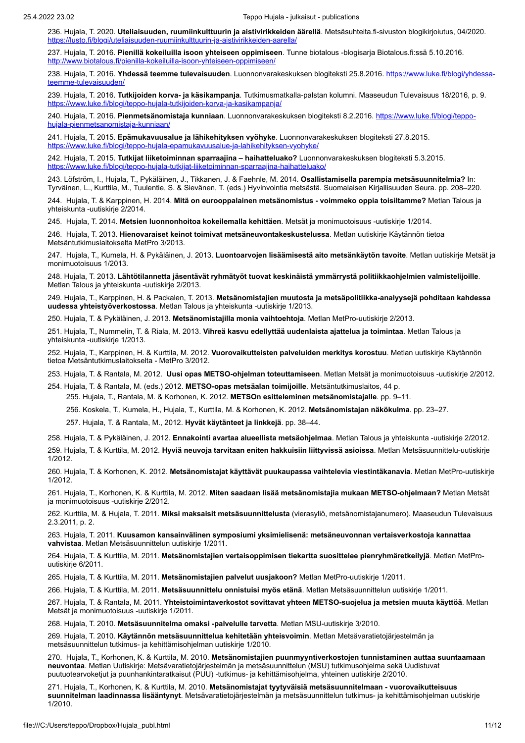236. Hujala, T. 2020. **Uteliaisuuden, ruumiinkulttuurin ja aistivirikkeiden äärellä**. Metsäsuhteita.fi-sivuston blogikirjoitus, 04/2020. https://lusto.fi/blogi/uteliaisuuden-ruumiinkulttuurin-ja-aistivirikkeiden-aarella/

237. Hujala, T. 2016. **Pienillä kokeiluilla isoon yhteiseen oppimiseen**. Tunne biotalous -blogisarja Biotalous.fi:ssä 5.10.2016. http://www.biotalous.fi/pienilla-kokeiluilla-isoon-yhteiseen-oppimiseen/

238. Hujala, T. 2016. **Yhdessä teemme tulevaisuuden**. Luonnonvarakeskuksen blogiteksti 25.8.2016. https://www.luke.fi/blogi/yhdessa-teemme-tulevaisuuden/

239. Hujala, T. 2016. **Tutkijoiden korva- ja käsikampanja**. Tutkimusmatkalla-palstan kolumni. Maaseudun Tulevaisuus 18/2016, p. 9. https://www.luke.fi/blogi/teppo-hujala-tutkijoiden-korva-ja-kasikampanja/

240. Hujala, T. 2016. **Pienmetsänomistaja kunniaan**. Luonnonvarakeskuksen blogiteksti 8.2.2016. https://www.luke.fi/blogi/teppo-hujala-pienmetsanomistaja-kunniaan/

241. Hujala, T. 2015. **Epämukavuusalue ja lähikehityksen vyöhyke**. Luonnonvarakeskuksen blogiteksti 27.8.2015. https://www.luke.fi/blogi/teppo-hujala-epamukavuusalue-ja-lahikehityksen-vyohyke/

242. Hujala, T. 2015. **Tutkijat liiketoiminnan sparraajina – haihatteluako?** Luonnonvarakeskuksen blogiteksti 5.3.2015. https://www.luke.fi/blogi/teppo-hujala-tutkijat-liiketoiminnan-sparraajina-haihatteluako/

243. Löfström, I., Hujala, T., Pykäläinen, J., Tikkanen, J. & Faehnle, M. 2014. **Osallistamisella parempia metsäsuunnitelmia?** In: Tyrväinen, L., Kurttila, M., Tuulentie, S. & Sievänen, T. (eds.) Hyvinvointia metsästä. Suomalaisen Kirjallisuuden Seura. pp. 208–220.

244. Hujala, T. & Karppinen, H. 2014. **Mitä on eurooppalainen metsänomistus - voimmeko oppia toisiltamme?** Metlan Talous ja yhteiskunta -uutiskirje 2/2014.

245. Hujala, T. 2014. **Metsien luonnonhoitoa kokeilemalla kehittäen**. Metsät ja monimuotoisuus -uutiskirje 1/2014.

246. Hujala, T. 2013. **Hienovaraiset keinot toimivat metsäneuvontakeskustelussa**. Metlan uutiskirje Käytännön tietoa Metsäntutkimuslaitokselta MetPro 3/2013.

247. Hujala, T., Kumela, H. & Pykäläinen, J. 2013. **Luontoarvojen lisäämisestä aito metsänkäytön tavoite**. Metlan uutiskirje Metsät ja monimuotoisuus 1/2013.

248. Hujala, T. 2013. **Lähtötilannetta jäsentävät ryhmätyöt tuovat keskinäistä ymmärrystä politiikkaohjelmien valmistelijoille**. Metlan Talous ja yhteiskunta -uutiskirje 2/2013.

249. Hujala, T., Karppinen, H. & Packalen, T. 2013. **Metsänomistajien muutosta ja metsäpolitiikka-analyysejä pohditaan kahdessa uudessa yhteistyöverkostossa**. Metlan Talous ja yhteiskunta -uutiskirje 1/2013.

250. Hujala, T. & Pykäläinen, J. 2013. **Metsänomistajilla monia vaihtoehtoja**. Metlan MetPro-uutiskirje 2/2013.

251. Hujala, T., Nummelin, T. & Riala, M. 2013. **Vihreä kasvu edellyttää uudenlaista ajattelua ja toimintaa**. Metlan Talous ja yhteiskunta -uutiskirje 1/2013.

252. Hujala, T., Karppinen, H. & Kurttila, M. 2012. **Vuorovaikutteisten palveluiden merkitys korostuu**. Metlan uutiskirje Käytännön tietoa Metsäntutkimuslaitokselta - MetPro 3/2012.

253. Hujala, T. & Rantala, M. 2012. **Uusi opas METSO-ohjelman toteuttamiseen**. Metlan Metsät ja monimuotoisuus -uutiskirje 2/2012.

254. Hujala, T. & Rantala, M. (eds.) 2012. **METSO-opas metsäalan toimijoille**. Metsäntutkimuslaitos, 44 p.

- 255. Hujala, T., Rantala, M. & Korhonen, K. 2012. **METSOn esitteleminen metsänomistajalle**. pp. 9–11.
- 256. Koskela, T., Kumela, H., Hujala, T., Kurttila, M. & Korhonen, K. 2012. **Metsänomistajan näkökulma**. pp. 23–27.
- 257. Hujala, T. & Rantala, M., 2012. **Hyvät käytänteet ja linkkejä**. pp. 38–44.

258. Hujala, T. & Pykäläinen, J. 2012. **Ennakointi avartaa alueellista metsäohjelmaa**. Metlan Talous ja yhteiskunta -uutiskirje 2/2012.

259. Hujala, T. & Kurttila, M. 2012. **Hyviä neuvoja tarvitaan eniten hakkuisiin liittyvissä asioissa**. Metlan Metsäsuunnittelu-uutiskirje 1/2012.

260. Hujala, T. & Korhonen, K. 2012. **Metsänomistajat käyttävät puukaupassa vaihtelevia viestintäkanavia**. Metlan MetPro-uutiskirje 1/2012.

261. Hujala, T., Korhonen, K. & Kurttila, M. 2012. **Miten saadaan lisää metsänomistajia mukaan METSO-ohjelmaan?** Metlan Metsät ja monimuotoisuus -uutiskirje 2/2012.

262. Kurttila, M. & Hujala, T. 2011. **Miksi maksaisit metsäsuunnittelusta** (vierasyliö, metsänomistajanumero). Maaseudun Tulevaisuus 2.3.2011, p. 2.

263. Hujala, T. 2011. **Kuusamon kansainvälinen symposiumi yksimielisenä: metsäneuvonnan vertaisverkostoja kannattaa vahvistaa**. Metlan Metsäsuunnittelun uutiskirje 1/2011.

264. Hujala, T. & Kurttila, M. 2011. **Metsänomistajien vertaisoppimisen tiekartta suosittelee pienryhmäretkeilyjä**. Metlan MetPro-uutiskirje 6/2011.

265. Hujala, T. & Kurttila, M. 2011. **Metsänomistajien palvelut uusjakoon?** Metlan MetPro-uutiskirje 1/2011.

266. Hujala, T. & Kurttila, M. 2011. **Metsäsuunnittelu onnistuisi myös etänä**. Metlan Metsäsuunnittelun uutiskirje 1/2011.

267. Hujala, T. & Rantala, M. 2011. **Yhteistoimintaverkostot sovittavat yhteen METSO-suojelua ja metsien muuta käyttöä**. Metlan Metsät ja monimuotoisuus -uutiskirje 1/2011.

268. Hujala, T. 2010. **Metsäsuunnitelma omaksi -palvelulle tarvetta**. Metlan MSU-uutiskirje 3/2010.

269. Hujala, T. 2010. **Käytännön metsäsuunnittelua kehitetään yhteisvoimin**. Metlan Metsävaratietojärjestelmän ja metsäsuunnittelun tutkimus- ja kehittämisohjelman uutiskirje 1/2010.

270. Hujala, T., Korhonen, K. & Kurttila, M. 2010. **Metsänomistajien puunmyyntiverkostojen tunnistaminen auttaa suuntaamaan neuvontaa**. Metlan Uutiskirje: Metsävaratietojärjestelmän ja metsäsuunnittelun (MSU) tutkimusohjelma sekä Uudistuvat puutuotearvoketjut ja puunhankintaratkaisut (PUU) -tutkimus- ja kehittämisohjelma, yhteinen uutiskirje 2/2010.

271. Hujala, T., Korhonen, K. & Kurttila, M. 2010. **Metsänomistajat tyytyväisiä metsäsuunnitelmaan - vuorovaikutteisuus suunnitelman laadinnassa lisääntynyt**. Metsävaratietojärjestelmän ja metsäsuunnittelun tutkimus- ja kehittämisohjelman uutiskirje 1/2010.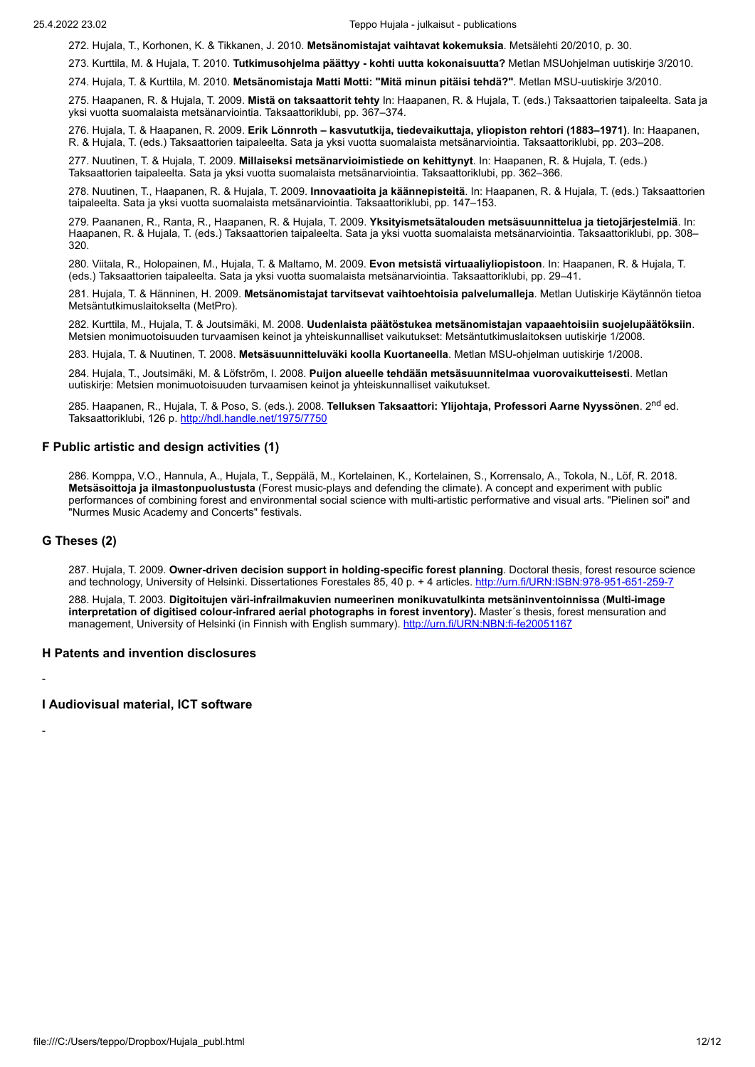272. Hujala, T., Korhonen, K. & Tikkanen, J. 2010. **Metsänomistajat vaihtavat kokemuksia**. Metsälehti 20/2010, p. 30.

273. Kurttila, M. & Hujala, T. 2010. **Tutkimusohjelma päättyy - kohti uutta kokonaisuutta?** Metlan MSUohjelman uutiskirje 3/2010.

274. Hujala, T. & Kurttila, M. 2010. **Metsänomistaja Matti Motti: "Mitä minun pitäisi tehdä?"**. Metlan MSU-uutiskirje 3/2010.

275. Haapanen, R. & Hujala, T. 2009. **Mistä on taksaattorit tehty** In: Haapanen, R. & Hujala, T. (eds.) Taksaattorien taipaleelta. Sata ja yksi vuotta suomalaista metsänarviointia. Taksaattoriklubi, pp. 367–374.

276. Hujala, T. & Haapanen, R. 2009. **Erik Lönnroth – kasvututkija, tiedevaikuttaja, yliopiston rehtori (1883–1971)**. In: Haapanen, R. & Hujala, T. (eds.) Taksaattorien taipaleelta. Sata ja yksi vuotta suomalaista metsänarviointia. Taksaattoriklubi, pp. 203–208.

277. Nuutinen, T. & Hujala, T. 2009. **Millaiseksi metsänarvioimistiede on kehittynyt**. In: Haapanen, R. & Hujala, T. (eds.) Taksaattorien taipaleelta. Sata ja yksi vuotta suomalaista metsänarviointia. Taksaattoriklubi, pp. 362–366.

278. Nuutinen, T., Haapanen, R. & Hujala, T. 2009. **Innovaatioita ja käännepisteitä**. In: Haapanen, R. & Hujala, T. (eds.) Taksaattorien taipaleelta. Sata ja yksi vuotta suomalaista metsänarviointia. Taksaattoriklubi, pp. 147–153.

279. Paananen, R., Ranta, R., Haapanen, R. & Hujala, T. 2009. **Yksityismetsätalouden metsäsuunnittelua ja tietojärjestelmiä**. In: Haapanen, R. & Hujala, T. (eds.) Taksaattorien taipaleelta. Sata ja yksi vuotta suomalaista metsänarviointia. Taksaattoriklubi, pp. 308–320.

280. Viitala, R., Holopainen, M., Hujala, T. & Maltamo, M. 2009. **Evon metsistä virtuaaliyliopistoon**. In: Haapanen, R. & Hujala, T. (eds.) Taksaattorien taipaleelta. Sata ja yksi vuotta suomalaista metsänarviointia. Taksaattoriklubi, pp. 29–41.

281. Hujala, T. & Hänninen, H. 2009. **Metsänomistajat tarvitsevat vaihtoehtoisia palvelumalleja**. Metlan Uutiskirje Käytännön tietoa Metsäntutkimuslaitokselta (MetPro).

282. Kurttila, M., Hujala, T. & Joutsimäki, M. 2008. **Uudenlaista päätöstukea metsänomistajan vapaaehtoisiin suojelupäätöksiin**. Metsien monimuotoisuuden turvaamisen keinot ja yhteiskunnalliset vaikutukset: Metsäntutkimuslaitoksen uutiskirje 1/2008.

283. Hujala, T. & Nuutinen, T. 2008. **Metsäsuunnitteluväki koolla Kuortaneella**. Metlan MSU-ohjelman uutiskirje 1/2008.

284. Hujala, T., Joutsimäki, M. & Löfström, I. 2008. **Puijon alueelle tehdään metsäsuunnitelmaa vuorovaikutteisesti**. Metlan uutiskirje: Metsien monimuotoisuuden turvaamisen keinot ja yhteiskunnalliset vaikutukset.

285. Haapanen, R., Hujala, T. & Poso, S. (eds.). 2008. **Telluksen Taksaattori: Ylijohtaja, Professori Aarne Nyyssönen**. 2nd ed. Taksaattoriklubi, 126 p. http://hdl.handle.net/1975/7750

### F Public artistic and design activities (1)

286. Komppa, V.O., Hannula, A., Hujala, T., Seppälä, M., Kortelainen, K., Kortelainen, S., Korrensalo, A., Tokola, N., Löf, R. 2018. **Metsäsoittoja ja ilmastonpuolustusta** (Forest music-plays and defending the climate). A concept and experiment with public performances of combining forest and environmental social science with multi-artistic performative and visual arts. "Pielinen soi" and "Nurmes Music Academy and Concerts" festivals.

### G Theses (2)

287. Hujala, T. 2009. **Owner-driven decision support in holding-specific forest planning**. Doctoral thesis, forest resource science and technology, University of Helsinki. Dissertationes Forestales 85, 40 p. + 4 articles. http://urn.fi/URN:ISBN:978-951-651-259-7

288. Hujala, T. 2003. **Digitoitujen väri-infrailmakuvien numeerinen monikuvatulkinta metsäninventoinnissa** (**Multi-image interpretation of digitised colour-infrared aerial photographs in forest inventory).** Master´s thesis, forest mensuration and management, University of Helsinki (in Finnish with English summary). http://urn.fi/URN:NBN:fi-fe20051167

### H Patents and invention disclosures

-

### I Audiovisual material, ICT software

-